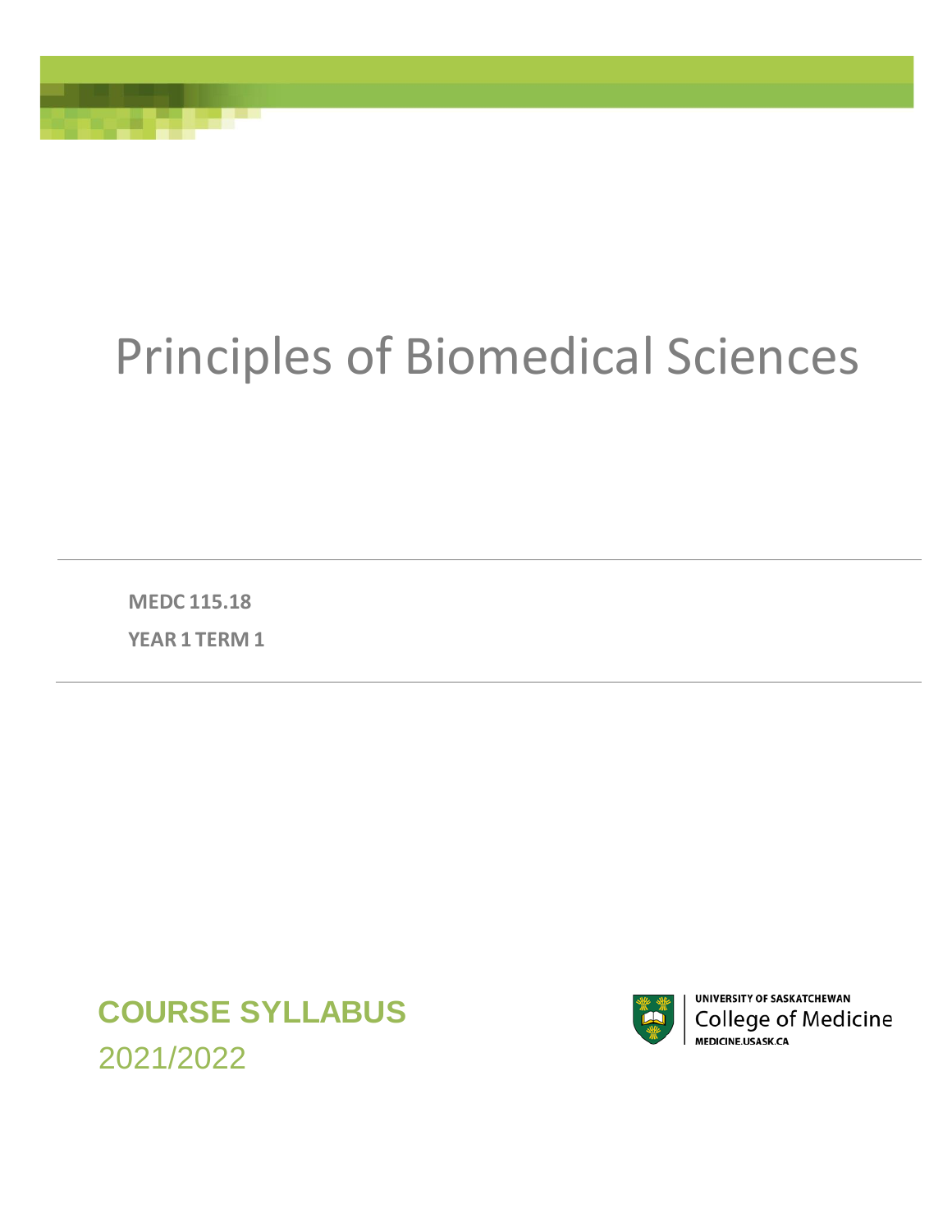# Principles of Biomedical Sciences

**MEDC 115.18**

**YEAR 1 TERM 1**

**COURSE SYLLABUS**

2021/2022

UNIVERSITY OF SASKATCHEWAN
College of Medicine
MEDICINE.USASK.CA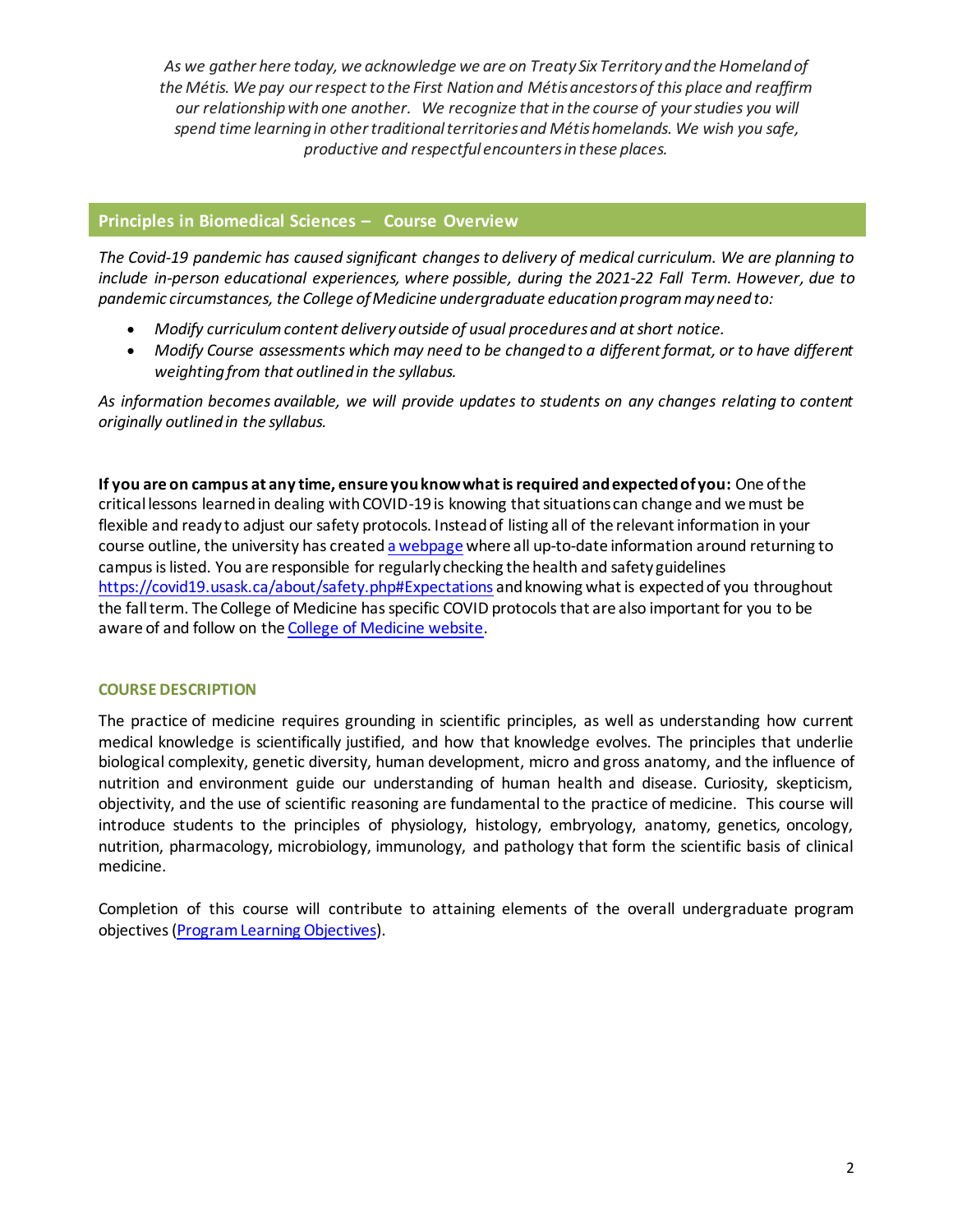*As we gather here today, we acknowledge we are on Treaty Six Territory and the Homeland of the Métis. We pay our respect to the First Nation and Métis ancestors of this place and reaffirm our relationship with one another. We recognize that in the course of your studies you will spend time learning in other traditional territories and Métis homelands. We wish you safe, productive and respectful encounters in these places.*

## Principles in Biomedical Sciences – Course Overview

*The Covid-19 pandemic has caused significant changes to delivery of medical curriculum. We are planning to include in-person educational experiences, where possible, during the 2021-22 Fall Term. However, due to pandemic circumstances, the College of Medicine undergraduate education program may need to:*

- *Modify curriculum content delivery outside of usual procedures and at short notice.*
- *Modify Course assessments which may need to be changed to a different format, or to have different weighting from that outlined in the syllabus.*

*As information becomes available, we will provide updates to students on any changes relating to content originally outlined in the syllabus.*

**If you are on campus at any time, ensure you know what is required and expected of you:** One of the critical lessons learned in dealing with COVID-19 is knowing that situations can change and we must be flexible and ready to adjust our safety protocols. Instead of listing all of the relevant information in your course outline, the university has created [a webpage](https://covid19.usask.ca/about/safety.php#Expectations) where all up-to-date information around returning to campus is listed. You are responsible for regularly checking the health and safety guidelines https://covid19.usask.ca/about/safety.php#Expectations and knowing what is expected of you throughout the fall term. The College of Medicine has specific COVID protocols that are also important for you to be aware of and follow on the College of Medicine website.

### COURSE DESCRIPTION

The practice of medicine requires grounding in scientific principles, as well as understanding how current medical knowledge is scientifically justified, and how that knowledge evolves. The principles that underlie biological complexity, genetic diversity, human development, micro and gross anatomy, and the influence of nutrition and environment guide our understanding of human health and disease. Curiosity, skepticism, objectivity, and the use of scientific reasoning are fundamental to the practice of medicine. This course will introduce students to the principles of physiology, histology, embryology, anatomy, genetics, oncology, nutrition, pharmacology, microbiology, immunology, and pathology that form the scientific basis of clinical medicine.

Completion of this course will contribute to attaining elements of the overall undergraduate program objectives (Program Learning Objectives).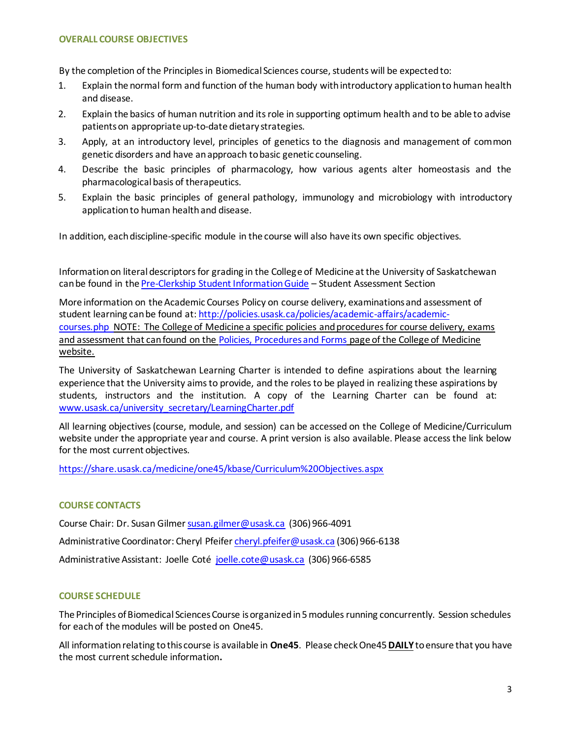## OVERALL COURSE OBJECTIVES

By the completion of the Principles in Biomedical Sciences course, students will be expected to:

1. Explain the normal form and function of the human body with introductory application to human health and disease.
2. Explain the basics of human nutrition and its role in supporting optimum health and to be able to advise patients on appropriate up-to-date dietary strategies.
3. Apply, at an introductory level, principles of genetics to the diagnosis and management of common genetic disorders and have an approach to basic genetic counseling.
4. Describe the basic principles of pharmacology, how various agents alter homeostasis and the pharmacological basis of therapeutics.
5. Explain the basic principles of general pathology, immunology and microbiology with introductory application to human health and disease.

In addition, each discipline-specific module in the course will also have its own specific objectives.

Information on literal descriptors for grading in the College of Medicine at the University of Saskatchewan can be found in the Pre-Clerkship Student Information Guide – Student Assessment Section

More information on the Academic Courses Policy on course delivery, examinations and assessment of student learning can be found at: http://policies.usask.ca/policies/academic-affairs/academic-courses.php NOTE: The College of Medicine a specific policies and procedures for course delivery, exams and assessment that can found on the Policies, Procedures and Forms page of the College of Medicine website.

The University of Saskatchewan Learning Charter is intended to define aspirations about the learning experience that the University aims to provide, and the roles to be played in realizing these aspirations by students, instructors and the institution. A copy of the Learning Charter can be found at: www.usask.ca/university_secretary/LearningCharter.pdf

All learning objectives (course, module, and session) can be accessed on the College of Medicine/Curriculum website under the appropriate year and course. A print version is also available. Please access the link below for the most current objectives.

https://share.usask.ca/medicine/one45/kbase/Curriculum%20Objectives.aspx

## COURSE CONTACTS

Course Chair: Dr. Susan Gilmer susan.gilmer@usask.ca (306) 966-4091

Administrative Coordinator: Cheryl Pfeifer cheryl.pfeifer@usask.ca (306) 966-6138

Administrative Assistant: Joelle Coté joelle.cote@usask.ca (306) 966-6585

## COURSE SCHEDULE

The Principles of Biomedical Sciences Course is organized in 5 modules running concurrently. Session schedules for each of the modules will be posted on One45.

All information relating to this course is available in **One45**. Please check One45 **DAILY** to ensure that you have the most current schedule information**.**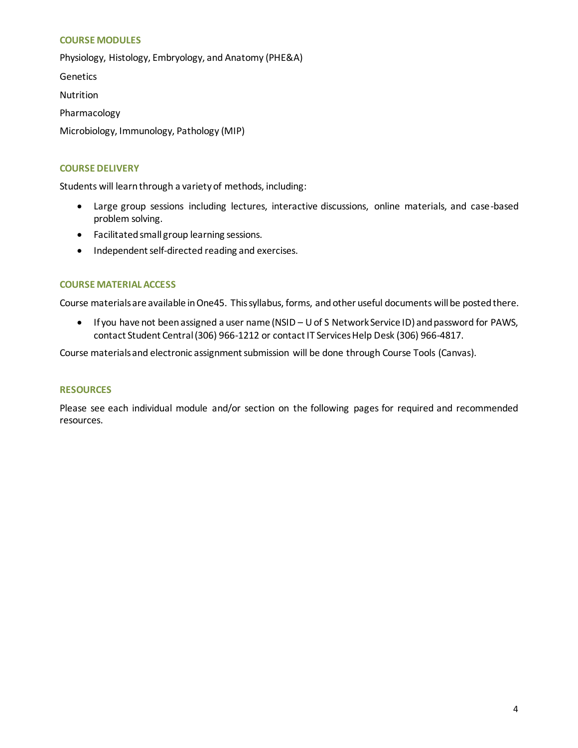## COURSE MODULES

Physiology, Histology, Embryology, and Anatomy (PHE&A)

Genetics

Nutrition

Pharmacology

Microbiology, Immunology, Pathology (MIP)

## COURSE DELIVERY

Students will learn through a variety of methods, including:

- Large group sessions including lectures, interactive discussions, online materials, and case-based problem solving.
- Facilitated small group learning sessions.
- Independent self-directed reading and exercises.

## COURSE MATERIAL ACCESS

Course materials are available in One45. This syllabus, forms, and other useful documents will be posted there.

- If you have not been assigned a user name (NSID – U of S Network Service ID) and password for PAWS, contact Student Central (306) 966-1212 or contact IT Services Help Desk (306) 966-4817.

Course materials and electronic assignment submission will be done through Course Tools (Canvas).

## RESOURCES

Please see each individual module and/or section on the following pages for required and recommended resources.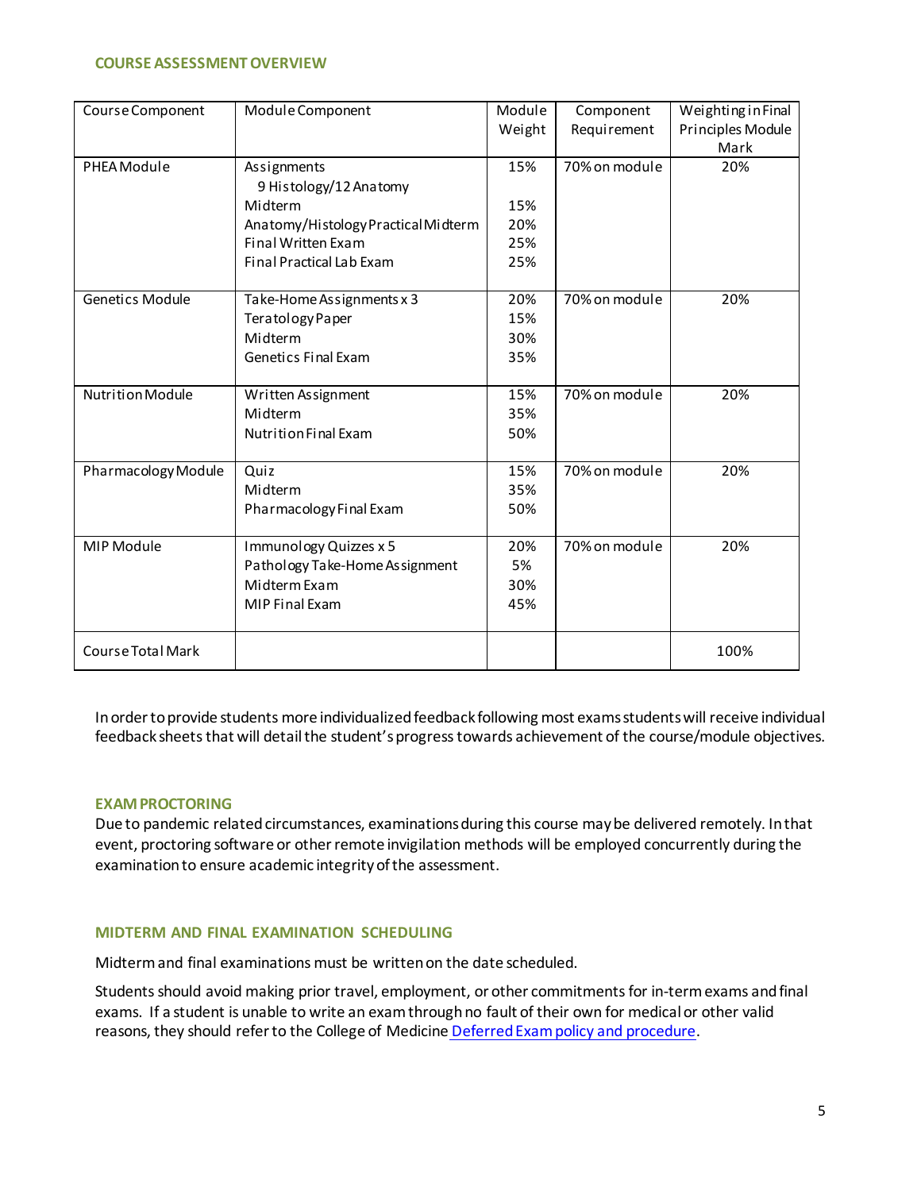### COURSE ASSESSMENT OVERVIEW

| Course Component | Module Component | Module Weight | Component Requirement | Weighting in Final Principles Module Mark |
|---|---|---|---|---|
| PHEA Module | Assignments<br>9 Histology/12 Anatomy<br>Midterm<br>Anatomy/Histology Practical Midterm<br>Final Written Exam<br>Final Practical Lab Exam | 15%<br><br>15%<br>20%<br>25%<br>25% | 70% on module | 20% |
| Genetics Module | Take-Home Assignments x 3<br>Teratology Paper<br>Midterm<br>Genetics Final Exam | 20%<br>15%<br>30%<br>35% | 70% on module | 20% |
| Nutrition Module | Written Assignment<br>Midterm<br>Nutrition Final Exam | 15%<br>35%<br>50% | 70% on module | 20% |
| Pharmacology Module | Quiz<br>Midterm<br>Pharmacology Final Exam | 15%<br>35%<br>50% | 70% on module | 20% |
| MIP Module | Immunology Quizzes x 5<br>Pathology Take-Home Assignment<br>Midterm Exam<br>MIP Final Exam | 20%<br>5%<br>30%<br>45% | 70% on module | 20% |
| Course Total Mark | | | | 100% |

In order to provide students more individualized feedback following most exams students will receive individual feedback sheets that will detail the student's progress towards achievement of the course/module objectives.

### EXAM PROCTORING

Due to pandemic related circumstances, examinations during this course may be delivered remotely. In that event, proctoring software or other remote invigilation methods will be employed concurrently during the examination to ensure academic integrity of the assessment.

### MIDTERM AND FINAL EXAMINATION SCHEDULING

Midterm and final examinations must be written on the date scheduled.

Students should avoid making prior travel, employment, or other commitments for in-term exams and final exams. If a student is unable to write an exam through no fault of their own for medical or other valid reasons, they should refer to the College of Medicine Deferred Exam policy and procedure.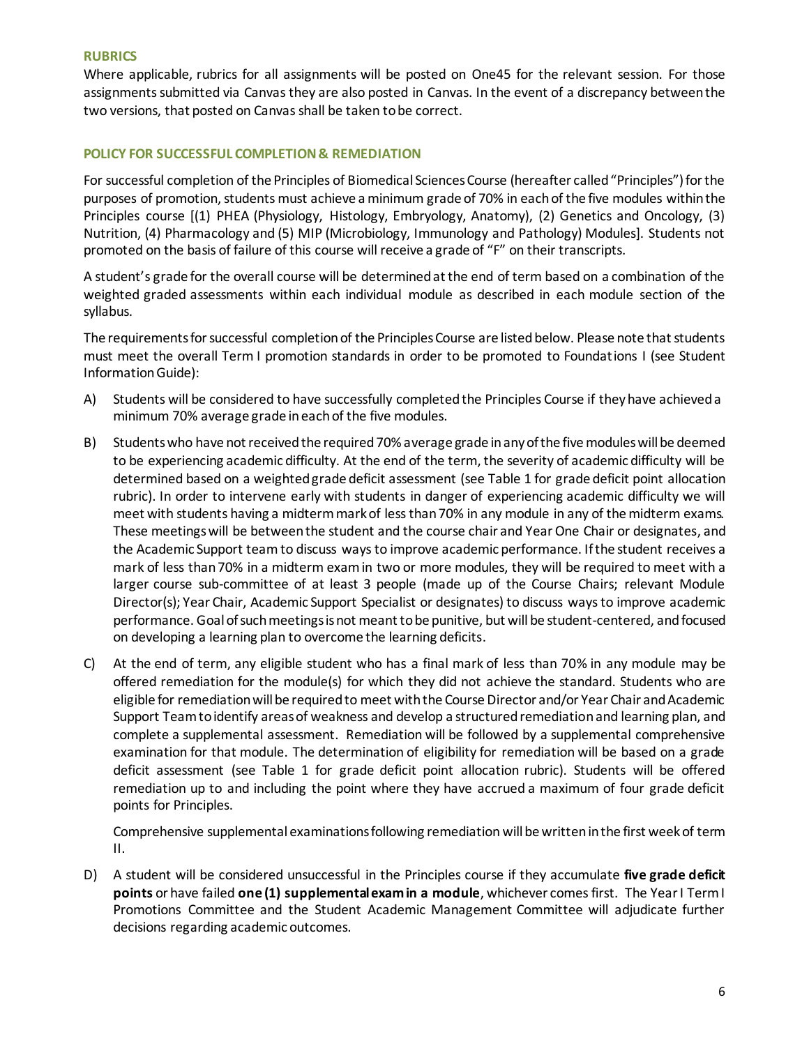## RUBRICS

Where applicable, rubrics for all assignments will be posted on One45 for the relevant session. For those assignments submitted via Canvas they are also posted in Canvas. In the event of a discrepancy between the two versions, that posted on Canvas shall be taken to be correct.

## POLICY FOR SUCCESSFUL COMPLETION & REMEDIATION

For successful completion of the Principles of Biomedical Sciences Course (hereafter called "Principles") for the purposes of promotion, students must achieve a minimum grade of 70% in each of the five modules within the Principles course [(1) PHEA (Physiology, Histology, Embryology, Anatomy), (2) Genetics and Oncology, (3) Nutrition, (4) Pharmacology and (5) MIP (Microbiology, Immunology and Pathology) Modules]. Students not promoted on the basis of failure of this course will receive a grade of "F" on their transcripts.

A student's grade for the overall course will be determined at the end of term based on a combination of the weighted graded assessments within each individual module as described in each module section of the syllabus.

The requirements for successful completion of the Principles Course are listed below. Please note that students must meet the overall Term I promotion standards in order to be promoted to Foundations I (see Student Information Guide):

A) Students will be considered to have successfully completed the Principles Course if they have achieved a minimum 70% average grade in each of the five modules.

B) Students who have not received the required 70% average grade in any of the five modules will be deemed to be experiencing academic difficulty. At the end of the term, the severity of academic difficulty will be determined based on a weighted grade deficit assessment (see Table 1 for grade deficit point allocation rubric). In order to intervene early with students in danger of experiencing academic difficulty we will meet with students having a midterm mark of less than 70% in any module in any of the midterm exams. These meetings will be between the student and the course chair and Year One Chair or designates, and the Academic Support team to discuss ways to improve academic performance. If the student receives a mark of less than 70% in a midterm exam in two or more modules, they will be required to meet with a larger course sub-committee of at least 3 people (made up of the Course Chairs; relevant Module Director(s); Year Chair, Academic Support Specialist or designates) to discuss ways to improve academic performance. Goal of such meetings is not meant to be punitive, but will be student-centered, and focused on developing a learning plan to overcome the learning deficits.

C) At the end of term, any eligible student who has a final mark of less than 70% in any module may be offered remediation for the module(s) for which they did not achieve the standard. Students who are eligible for remediation will be required to meet with the Course Director and/or Year Chair and Academic Support Team to identify areas of weakness and develop a structured remediation and learning plan, and complete a supplemental assessment. Remediation will be followed by a supplemental comprehensive examination for that module. The determination of eligibility for remediation will be based on a grade deficit assessment (see Table 1 for grade deficit point allocation rubric). Students will be offered remediation up to and including the point where they have accrued a maximum of four grade deficit points for Principles.

   Comprehensive supplemental examinations following remediation will be written in the first week of term II.

D) A student will be considered unsuccessful in the Principles course if they accumulate **five grade deficit points** or have failed **one (1) supplemental exam in a module**, whichever comes first. The Year I Term I Promotions Committee and the Student Academic Management Committee will adjudicate further decisions regarding academic outcomes.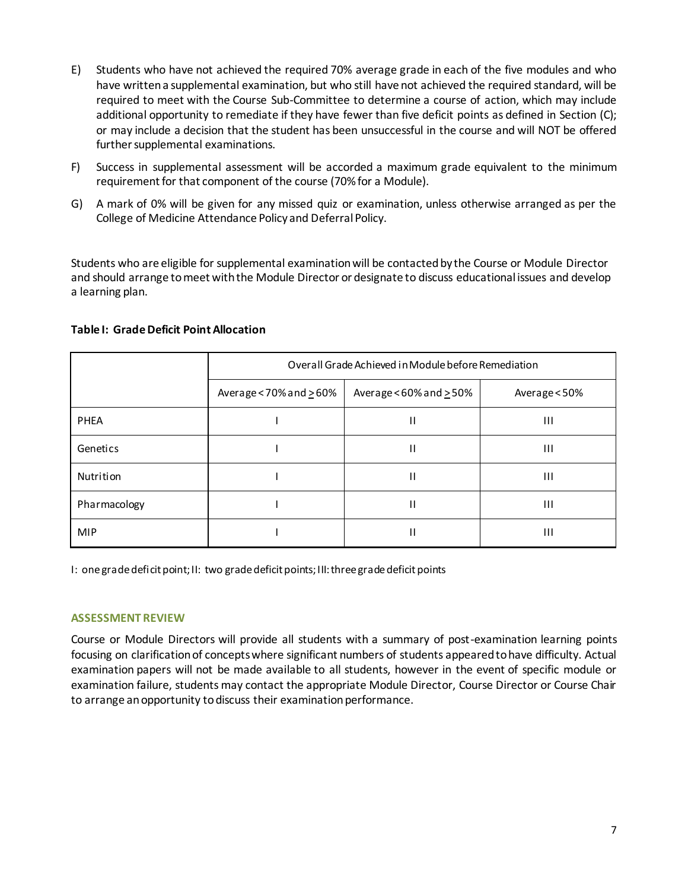E) Students who have not achieved the required 70% average grade in each of the five modules and who have written a supplemental examination, but who still have not achieved the required standard, will be required to meet with the Course Sub-Committee to determine a course of action, which may include additional opportunity to remediate if they have fewer than five deficit points as defined in Section (C); or may include a decision that the student has been unsuccessful in the course and will NOT be offered further supplemental examinations.

F) Success in supplemental assessment will be accorded a maximum grade equivalent to the minimum requirement for that component of the course (70% for a Module).

G) A mark of 0% will be given for any missed quiz or examination, unless otherwise arranged as per the College of Medicine Attendance Policy and Deferral Policy.

Students who are eligible for supplemental examination will be contacted by the Course or Module Director and should arrange to meet with the Module Director or designate to discuss educational issues and develop a learning plan.

**Table I: Grade Deficit Point Allocation**

| | Overall Grade Achieved in Module before Remediation | | |
|---|---|---|---|
| | Average < 70% and ≥ 60% | Average < 60% and ≥ 50% | Average < 50% |
| PHEA | I | II | III |
| Genetics | I | II | III |
| Nutrition | I | II | III |
| Pharmacology | I | II | III |
| MIP | I | II | III |

I: one grade deficit point; II: two grade deficit points; III: three grade deficit points

### ASSESSMENT REVIEW

Course or Module Directors will provide all students with a summary of post-examination learning points focusing on clarification of concepts where significant numbers of students appeared to have difficulty. Actual examination papers will not be made available to all students, however in the event of specific module or examination failure, students may contact the appropriate Module Director, Course Director or Course Chair to arrange an opportunity to discuss their examination performance.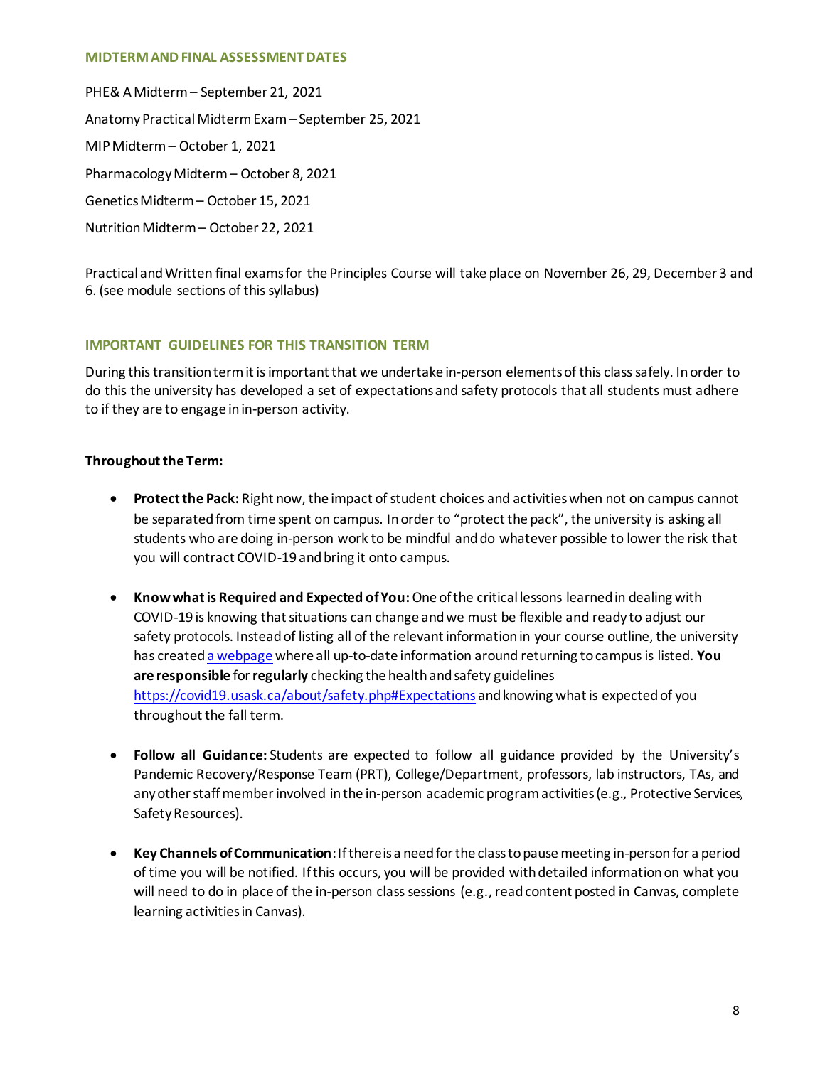### MIDTERM AND FINAL ASSESSMENT DATES

PHE& A Midterm – September 21, 2021

Anatomy Practical Midterm Exam – September 25, 2021

MIP Midterm – October 1, 2021

Pharmacology Midterm – October 8, 2021

Genetics Midterm – October 15, 2021

Nutrition Midterm – October 22, 2021

Practical and Written final exams for the Principles Course will take place on November 26, 29, December 3 and 6. (see module sections of this syllabus)

### IMPORTANT GUIDELINES FOR THIS TRANSITION TERM

During this transition term it is important that we undertake in-person elements of this class safely. In order to do this the university has developed a set of expectations and safety protocols that all students must adhere to if they are to engage in in-person activity.

**Throughout the Term:**

- **Protect the Pack:** Right now, the impact of student choices and activities when not on campus cannot be separated from time spent on campus. In order to "protect the pack", the university is asking all students who are doing in-person work to be mindful and do whatever possible to lower the risk that you will contract COVID-19 and bring it onto campus.

- **Know what is Required and Expected of You:** One of the critical lessons learned in dealing with COVID-19 is knowing that situations can change and we must be flexible and ready to adjust our safety protocols. Instead of listing all of the relevant information in your course outline, the university has created a webpage where all up-to-date information around returning to campus is listed. **You are responsible** for **regularly** checking the health and safety guidelines https://covid19.usask.ca/about/safety.php#Expectations and knowing what is expected of you throughout the fall term.

- **Follow all Guidance:** Students are expected to follow all guidance provided by the University's Pandemic Recovery/Response Team (PRT), College/Department, professors, lab instructors, TAs, and any other staff member involved in the in-person academic program activities (e.g., Protective Services, Safety Resources).

- **Key Channels of Communication**: If there is a need for the class to pause meeting in-person for a period of time you will be notified. If this occurs, you will be provided with detailed information on what you will need to do in place of the in-person class sessions (e.g., read content posted in Canvas, complete learning activities in Canvas).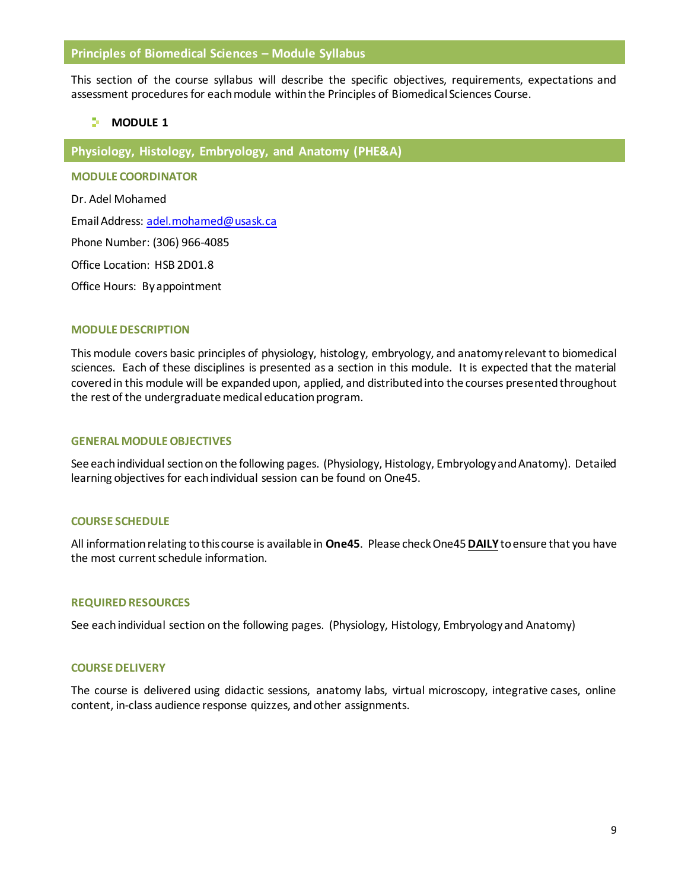## Principles of Biomedical Sciences – Module Syllabus

This section of the course syllabus will describe the specific objectives, requirements, expectations and assessment procedures for each module within the Principles of Biomedical Sciences Course.

- **MODULE 1**

## Physiology, Histology, Embryology, and Anatomy (PHE&A)

### MODULE COORDINATOR

Dr. Adel Mohamed

Email Address: adel.mohamed@usask.ca

Phone Number: (306) 966-4085

Office Location: HSB 2D01.8

Office Hours: By appointment

### MODULE DESCRIPTION

This module covers basic principles of physiology, histology, embryology, and anatomy relevant to biomedical sciences. Each of these disciplines is presented as a section in this module. It is expected that the material covered in this module will be expanded upon, applied, and distributed into the courses presented throughout the rest of the undergraduate medical education program.

### GENERAL MODULE OBJECTIVES

See each individual section on the following pages. (Physiology, Histology, Embryology and Anatomy). Detailed learning objectives for each individual session can be found on One45.

### COURSE SCHEDULE

All information relating to this course is available in **One45**. Please check One45 **DAILY** to ensure that you have the most current schedule information.

### REQUIRED RESOURCES

See each individual section on the following pages. (Physiology, Histology, Embryology and Anatomy)

### COURSE DELIVERY

The course is delivered using didactic sessions, anatomy labs, virtual microscopy, integrative cases, online content, in-class audience response quizzes, and other assignments.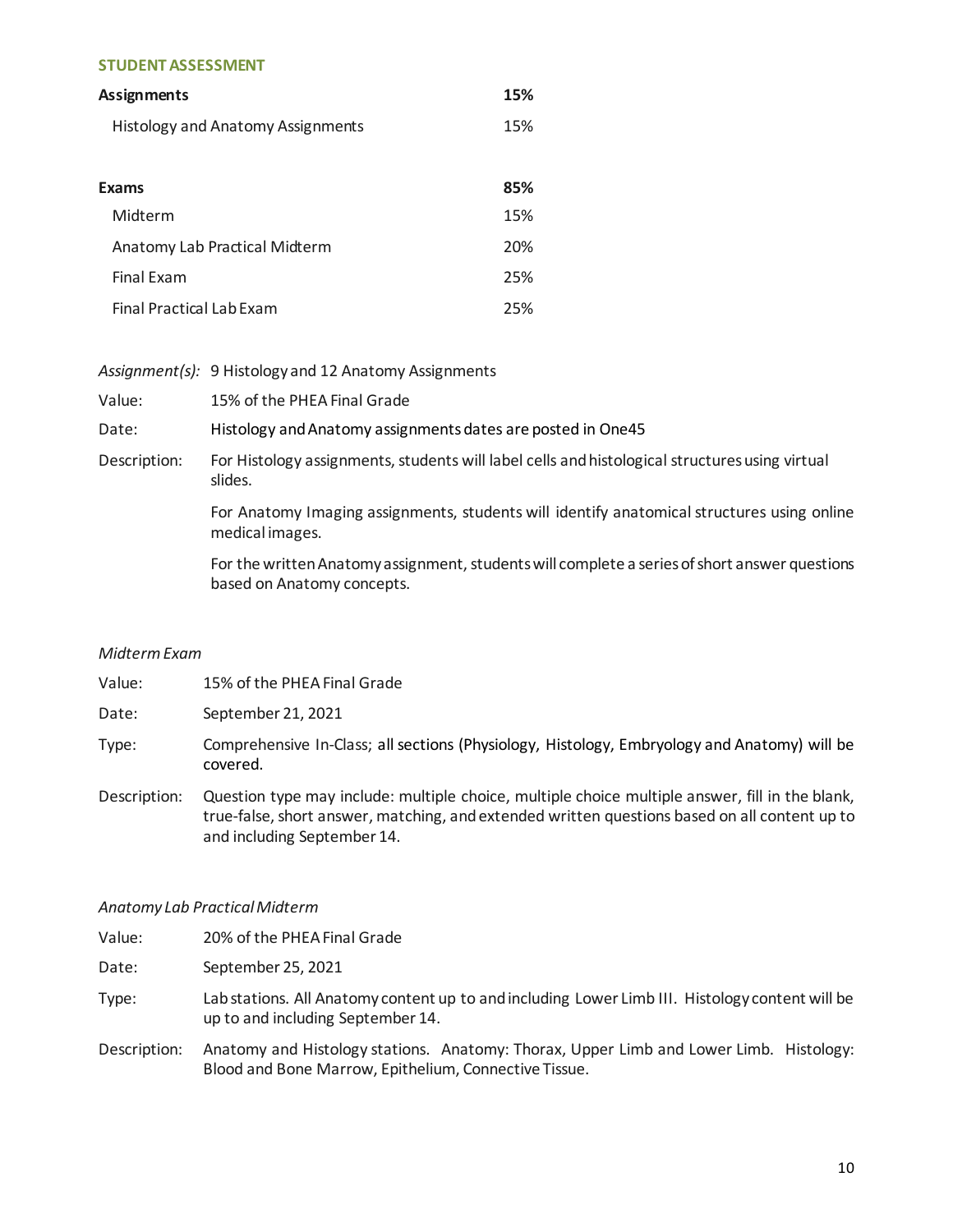## STUDENT ASSESSMENT

| **Assignments** | **15%** |
|---|---|
| Histology and Anatomy Assignments | 15% |
| | |
| **Exams** | **85%** |
| Midterm | 15% |
| Anatomy Lab Practical Midterm | 20% |
| Final Exam | 25% |
| Final Practical Lab Exam | 25% |

*Assignment(s):* 9 Histology and 12 Anatomy Assignments

Value: 15% of the PHEA Final Grade

Date: Histology and Anatomy assignments dates are posted in One45

Description: For Histology assignments, students will label cells and histological structures using virtual slides.

For Anatomy Imaging assignments, students will identify anatomical structures using online medical images.

For the written Anatomy assignment, students will complete a series of short answer questions based on Anatomy concepts.

*Midterm Exam*

Value: 15% of the PHEA Final Grade

Date: September 21, 2021

Type: Comprehensive In-Class; all sections (Physiology, Histology, Embryology and Anatomy) will be covered.

Description: Question type may include: multiple choice, multiple choice multiple answer, fill in the blank, true-false, short answer, matching, and extended written questions based on all content up to and including September 14.

*Anatomy Lab Practical Midterm*

Value: 20% of the PHEA Final Grade

Date: September 25, 2021

Type: Lab stations. All Anatomy content up to and including Lower Limb III. Histology content will be up to and including September 14.

Description: Anatomy and Histology stations. Anatomy: Thorax, Upper Limb and Lower Limb. Histology: Blood and Bone Marrow, Epithelium, Connective Tissue.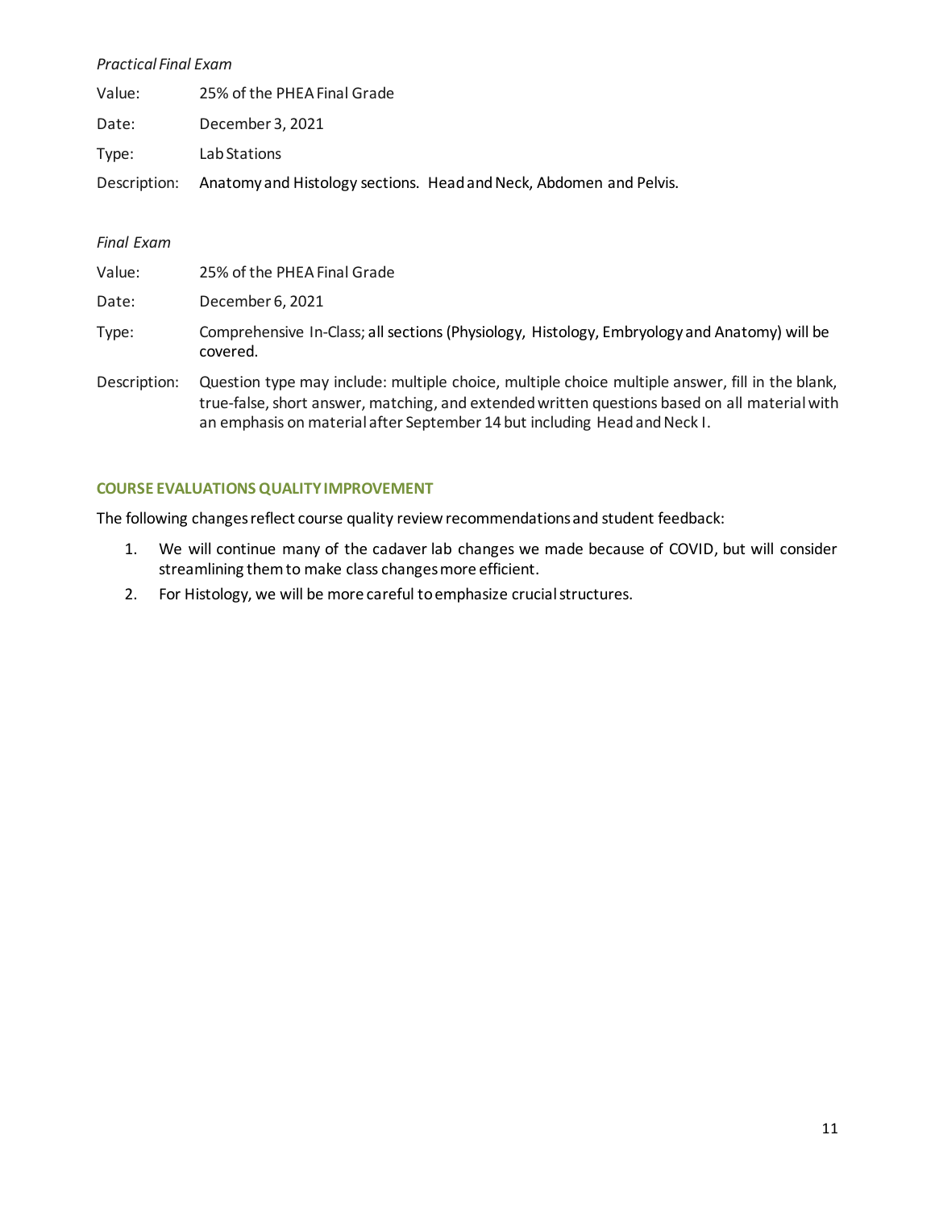*Practical Final Exam*

Value: 25% of the PHEA Final Grade

Date: December 3, 2021

Type: Lab Stations

Description: Anatomy and Histology sections. Head and Neck, Abdomen and Pelvis.

*Final Exam*

Value: 25% of the PHEA Final Grade

Date: December 6, 2021

Type: Comprehensive In-Class; all sections (Physiology, Histology, Embryology and Anatomy) will be covered.

Description: Question type may include: multiple choice, multiple choice multiple answer, fill in the blank, true-false, short answer, matching, and extended written questions based on all material with an emphasis on material after September 14 but including Head and Neck I.

### COURSE EVALUATIONS QUALITY IMPROVEMENT

The following changes reflect course quality review recommendations and student feedback:

1. We will continue many of the cadaver lab changes we made because of COVID, but will consider streamlining them to make class changes more efficient.
2. For Histology, we will be more careful to emphasize crucial structures.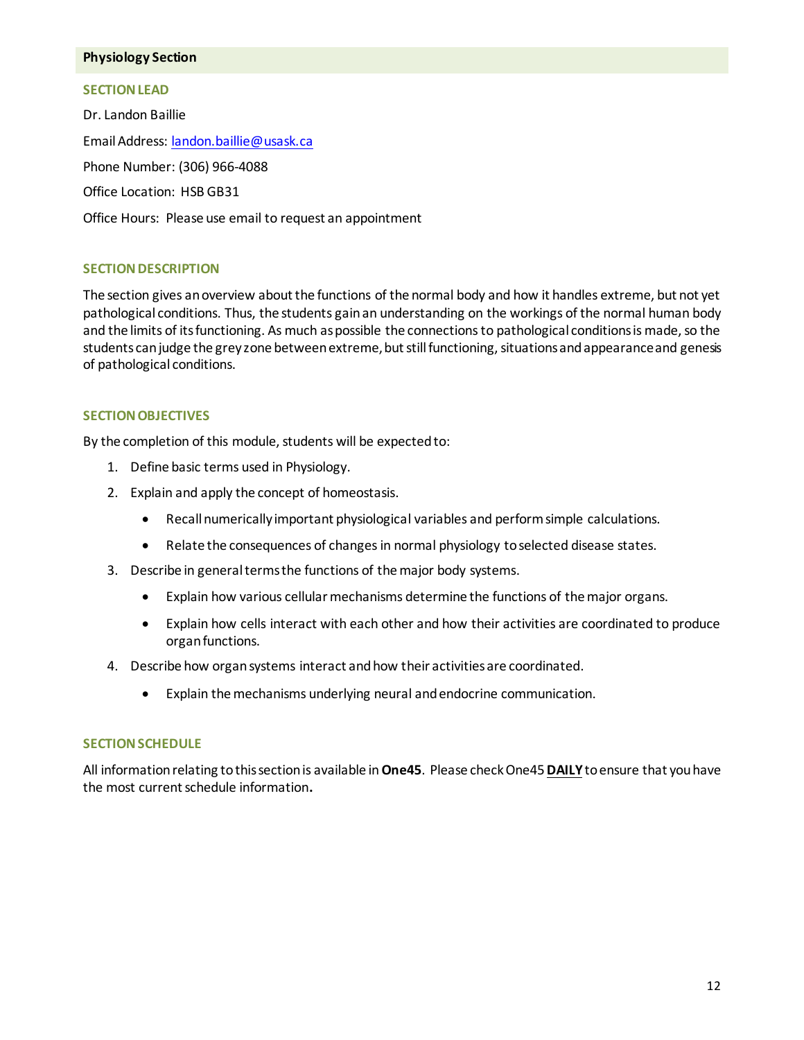## Physiology Section

### SECTION LEAD

Dr. Landon Baillie

Email Address: landon.baillie@usask.ca

Phone Number: (306) 966-4088

Office Location: HSB GB31

Office Hours: Please use email to request an appointment

### SECTION DESCRIPTION

The section gives an overview about the functions of the normal body and how it handles extreme, but not yet pathological conditions. Thus, the students gain an understanding on the workings of the normal human body and the limits of its functioning. As much as possible the connections to pathological conditions is made, so the students can judge the grey zone between extreme, but still functioning, situations and appearance and genesis of pathological conditions.

### SECTION OBJECTIVES

By the completion of this module, students will be expected to:

1. Define basic terms used in Physiology.
2. Explain and apply the concept of homeostasis.
   - Recall numerically important physiological variables and perform simple calculations.
   - Relate the consequences of changes in normal physiology to selected disease states.
3. Describe in general terms the functions of the major body systems.
   - Explain how various cellular mechanisms determine the functions of the major organs.
   - Explain how cells interact with each other and how their activities are coordinated to produce organ functions.
4. Describe how organ systems interact and how their activities are coordinated.
   - Explain the mechanisms underlying neural and endocrine communication.

### SECTION SCHEDULE

All information relating to this section is available in **One45**. Please check One45 **DAILY** to ensure that you have the most current schedule information**.**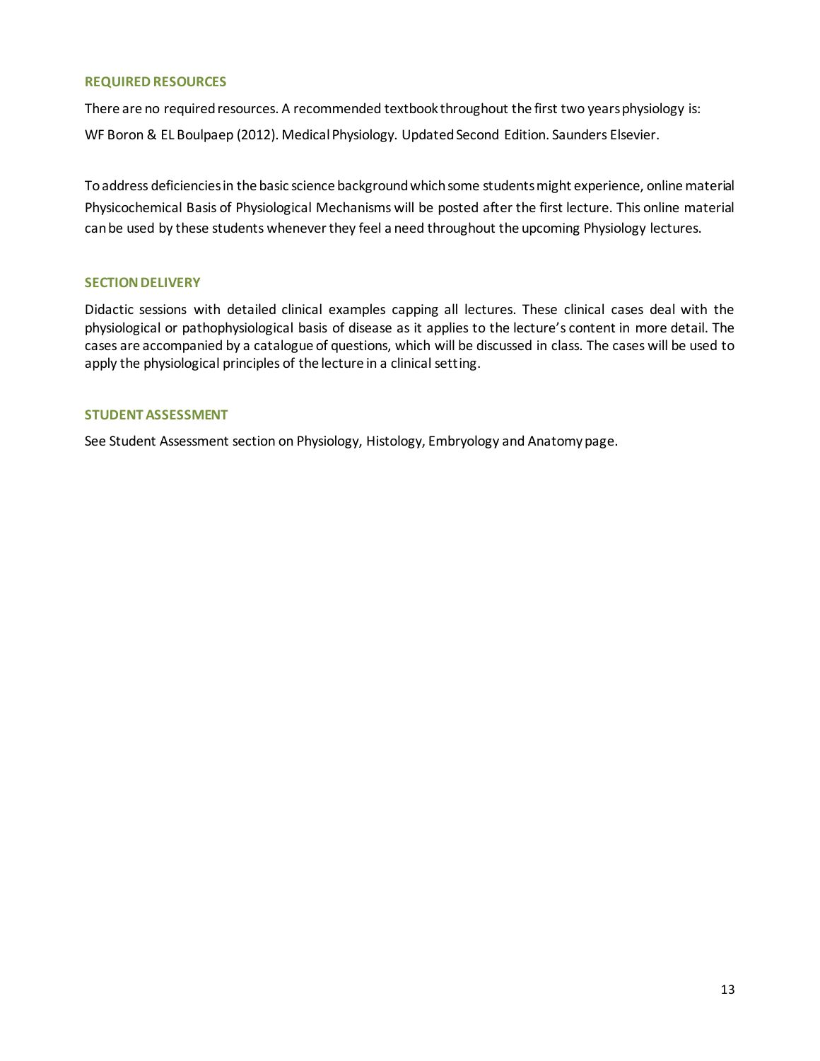### REQUIRED RESOURCES

There are no required resources. A recommended textbook throughout the first two years physiology is:

WF Boron & EL Boulpaep (2012). Medical Physiology. Updated Second Edition. Saunders Elsevier.

To address deficiencies in the basic science background which some students might experience, online material Physicochemical Basis of Physiological Mechanisms will be posted after the first lecture. This online material can be used by these students whenever they feel a need throughout the upcoming Physiology lectures.

### SECTION DELIVERY

Didactic sessions with detailed clinical examples capping all lectures. These clinical cases deal with the physiological or pathophysiological basis of disease as it applies to the lecture's content in more detail. The cases are accompanied by a catalogue of questions, which will be discussed in class. The cases will be used to apply the physiological principles of the lecture in a clinical setting.

### STUDENT ASSESSMENT

See Student Assessment section on Physiology, Histology, Embryology and Anatomy page.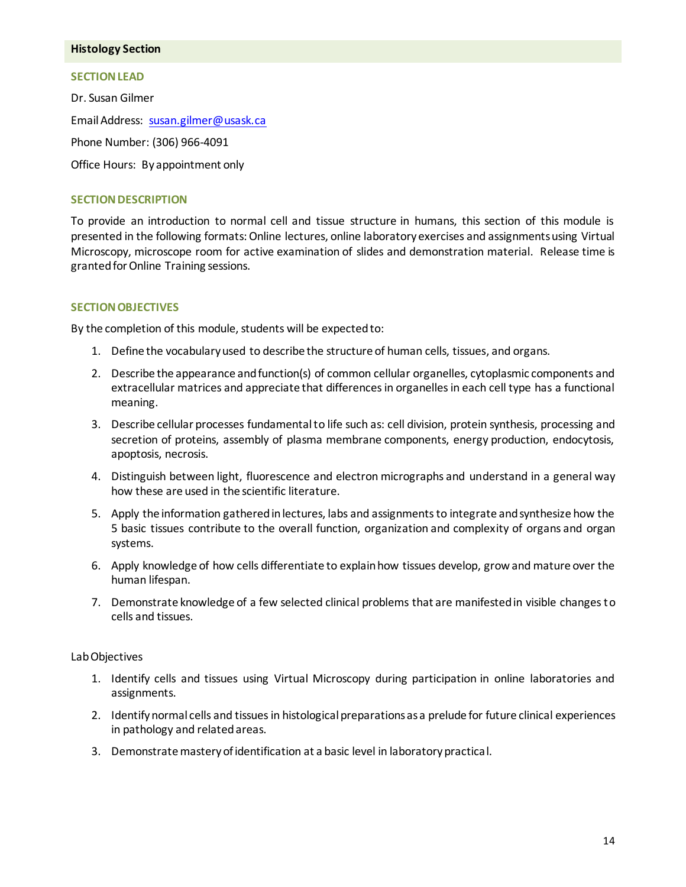## Histology Section

### SECTION LEAD

Dr. Susan Gilmer

Email Address: susan.gilmer@usask.ca

Phone Number: (306) 966-4091

Office Hours: By appointment only

### SECTION DESCRIPTION

To provide an introduction to normal cell and tissue structure in humans, this section of this module is presented in the following formats: Online lectures, online laboratory exercises and assignments using Virtual Microscopy, microscope room for active examination of slides and demonstration material. Release time is granted for Online Training sessions.

### SECTION OBJECTIVES

By the completion of this module, students will be expected to:

1. Define the vocabulary used to describe the structure of human cells, tissues, and organs.
2. Describe the appearance and function(s) of common cellular organelles, cytoplasmic components and extracellular matrices and appreciate that differences in organelles in each cell type has a functional meaning.
3. Describe cellular processes fundamental to life such as: cell division, protein synthesis, processing and secretion of proteins, assembly of plasma membrane components, energy production, endocytosis, apoptosis, necrosis.
4. Distinguish between light, fluorescence and electron micrographs and understand in a general way how these are used in the scientific literature.
5. Apply the information gathered in lectures, labs and assignments to integrate and synthesize how the 5 basic tissues contribute to the overall function, organization and complexity of organs and organ systems.
6. Apply knowledge of how cells differentiate to explain how tissues develop, grow and mature over the human lifespan.
7. Demonstrate knowledge of a few selected clinical problems that are manifested in visible changes to cells and tissues.

Lab Objectives

1. Identify cells and tissues using Virtual Microscopy during participation in online laboratories and assignments.
2. Identify normal cells and tissues in histological preparations as a prelude for future clinical experiences in pathology and related areas.
3. Demonstrate mastery of identification at a basic level in laboratory practical.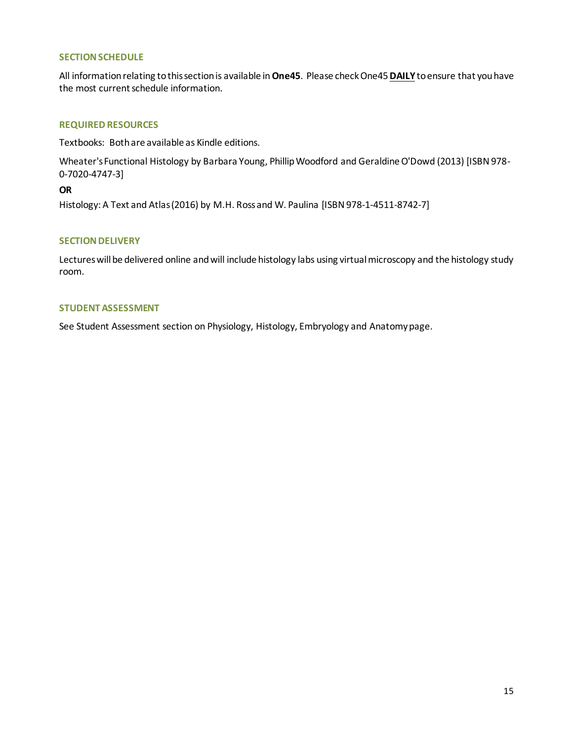## SECTION SCHEDULE

All information relating to this section is available in **One45**. Please check One45 **DAILY** to ensure that you have the most current schedule information.

## REQUIRED RESOURCES

Textbooks: Both are available as Kindle editions.

Wheater's Functional Histology by Barbara Young, Phillip Woodford and Geraldine O'Dowd (2013) [ISBN 978-0-7020-4747-3]

**OR**

Histology: A Text and Atlas (2016) by M.H. Ross and W. Paulina [ISBN 978-1-4511-8742-7]

## SECTION DELIVERY

Lectures will be delivered online and will include histology labs using virtual microscopy and the histology study room.

## STUDENT ASSESSMENT

See Student Assessment section on Physiology, Histology, Embryology and Anatomy page.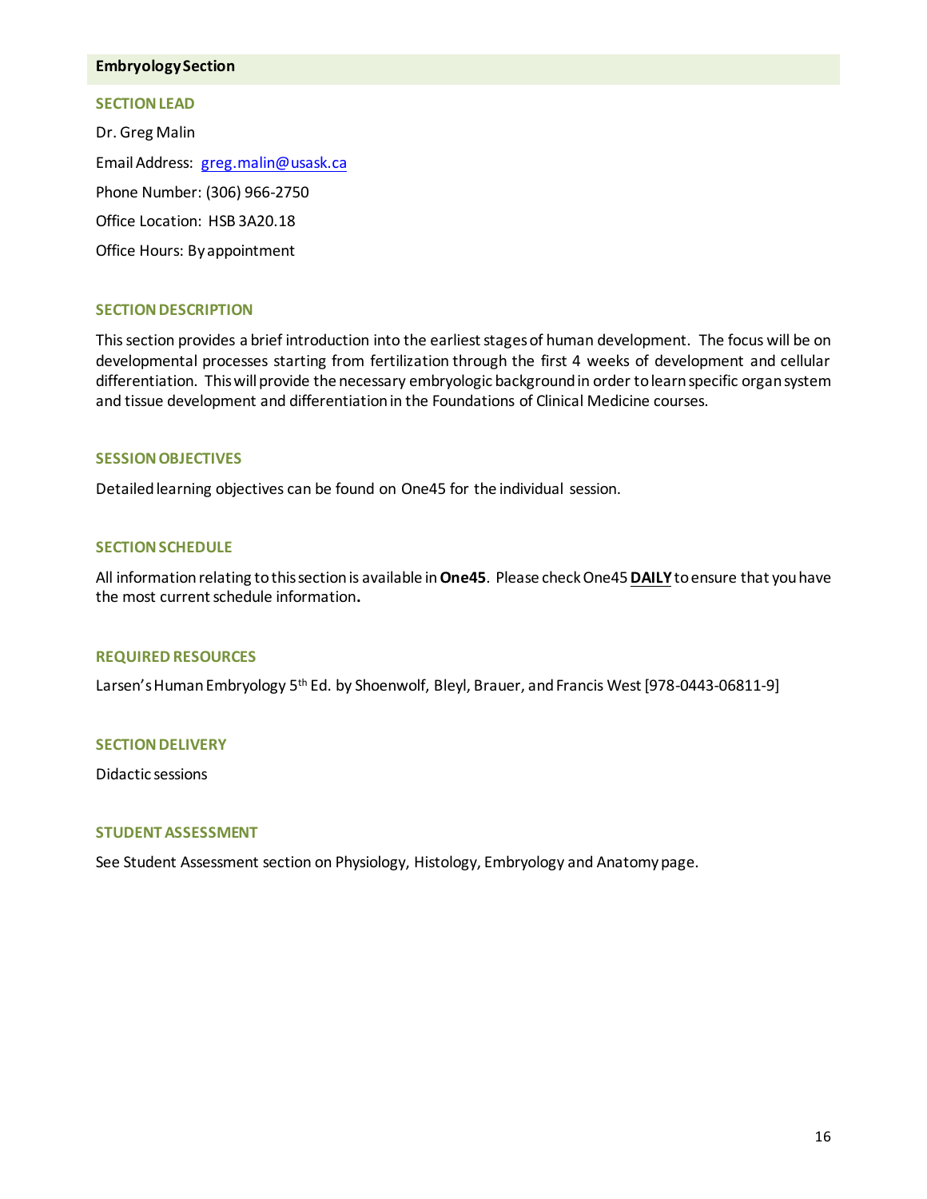## Embryology Section

### SECTION LEAD

Dr. Greg Malin

Email Address: greg.malin@usask.ca

Phone Number: (306) 966-2750

Office Location: HSB 3A20.18

Office Hours: By appointment

### SECTION DESCRIPTION

This section provides a brief introduction into the earliest stages of human development. The focus will be on developmental processes starting from fertilization through the first 4 weeks of development and cellular differentiation. This will provide the necessary embryologic background in order to learn specific organ system and tissue development and differentiation in the Foundations of Clinical Medicine courses.

### SESSION OBJECTIVES

Detailed learning objectives can be found on One45 for the individual session.

### SECTION SCHEDULE

All information relating to this section is available in **One45**. Please check One45 **DAILY** to ensure that you have the most current schedule information.

### REQUIRED RESOURCES

Larsen's Human Embryology 5th Ed. by Shoenwolf, Bleyl, Brauer, and Francis West [978-0443-06811-9]

### SECTION DELIVERY

Didactic sessions

### STUDENT ASSESSMENT

See Student Assessment section on Physiology, Histology, Embryology and Anatomy page.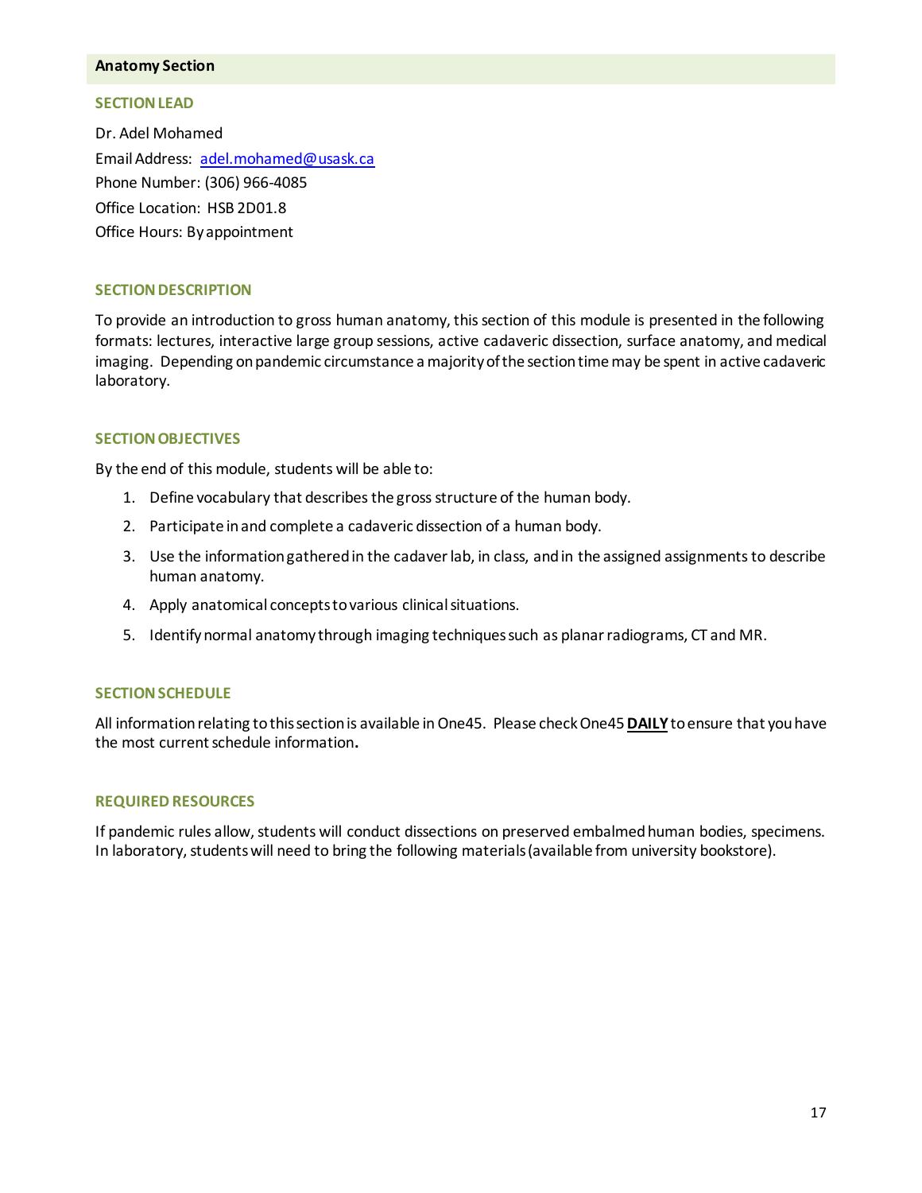## Anatomy Section

### SECTION LEAD

Dr. Adel Mohamed
Email Address: adel.mohamed@usask.ca
Phone Number: (306) 966-4085
Office Location: HSB 2D01.8
Office Hours: By appointment

### SECTION DESCRIPTION

To provide an introduction to gross human anatomy, this section of this module is presented in the following formats: lectures, interactive large group sessions, active cadaveric dissection, surface anatomy, and medical imaging. Depending on pandemic circumstance a majority of the section time may be spent in active cadaveric laboratory.

### SECTION OBJECTIVES

By the end of this module, students will be able to:

1. Define vocabulary that describes the gross structure of the human body.
2. Participate in and complete a cadaveric dissection of a human body.
3. Use the information gathered in the cadaver lab, in class, and in the assigned assignments to describe human anatomy.
4. Apply anatomical concepts to various clinical situations.
5. Identify normal anatomy through imaging techniques such as planar radiograms, CT and MR.

### SECTION SCHEDULE

All information relating to this section is available in One45. Please check One45 **DAILY** to ensure that you have the most current schedule information**.**

### REQUIRED RESOURCES

If pandemic rules allow, students will conduct dissections on preserved embalmed human bodies, specimens. In laboratory, students will need to bring the following materials (available from university bookstore).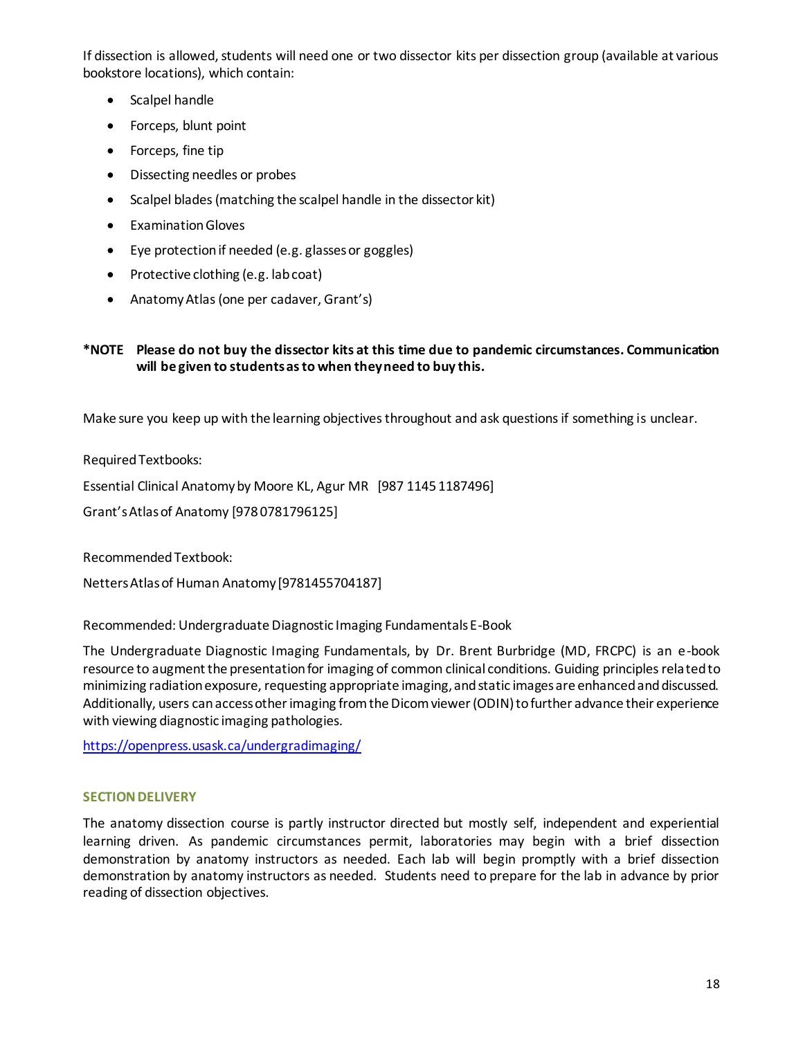If dissection is allowed, students will need one or two dissector kits per dissection group (available at various bookstore locations), which contain:

- Scalpel handle
- Forceps, blunt point
- Forceps, fine tip
- Dissecting needles or probes
- Scalpel blades (matching the scalpel handle in the dissector kit)
- Examination Gloves
- Eye protection if needed (e.g. glasses or goggles)
- Protective clothing (e.g. lab coat)
- Anatomy Atlas (one per cadaver, Grant's)

**\*NOTE Please do not buy the dissector kits at this time due to pandemic circumstances. Communication will be given to students as to when they need to buy this.**

Make sure you keep up with the learning objectives throughout and ask questions if something is unclear.

Required Textbooks:

Essential Clinical Anatomy by Moore KL, Agur MR [987 1145 1187496]

Grant's Atlas of Anatomy [978 0781796125]

Recommended Textbook:

Netters Atlas of Human Anatomy [9781455704187]

Recommended: Undergraduate Diagnostic Imaging Fundamentals E-Book

The Undergraduate Diagnostic Imaging Fundamentals, by Dr. Brent Burbridge (MD, FRCPC) is an e-book resource to augment the presentation for imaging of common clinical conditions. Guiding principles related to minimizing radiation exposure, requesting appropriate imaging, and static images are enhanced and discussed. Additionally, users can access other imaging from the Dicom viewer (ODIN) to further advance their experience with viewing diagnostic imaging pathologies.

https://openpress.usask.ca/undergradimaging/

## SECTION DELIVERY

The anatomy dissection course is partly instructor directed but mostly self, independent and experiential learning driven. As pandemic circumstances permit, laboratories may begin with a brief dissection demonstration by anatomy instructors as needed. Each lab will begin promptly with a brief dissection demonstration by anatomy instructors as needed. Students need to prepare for the lab in advance by prior reading of dissection objectives.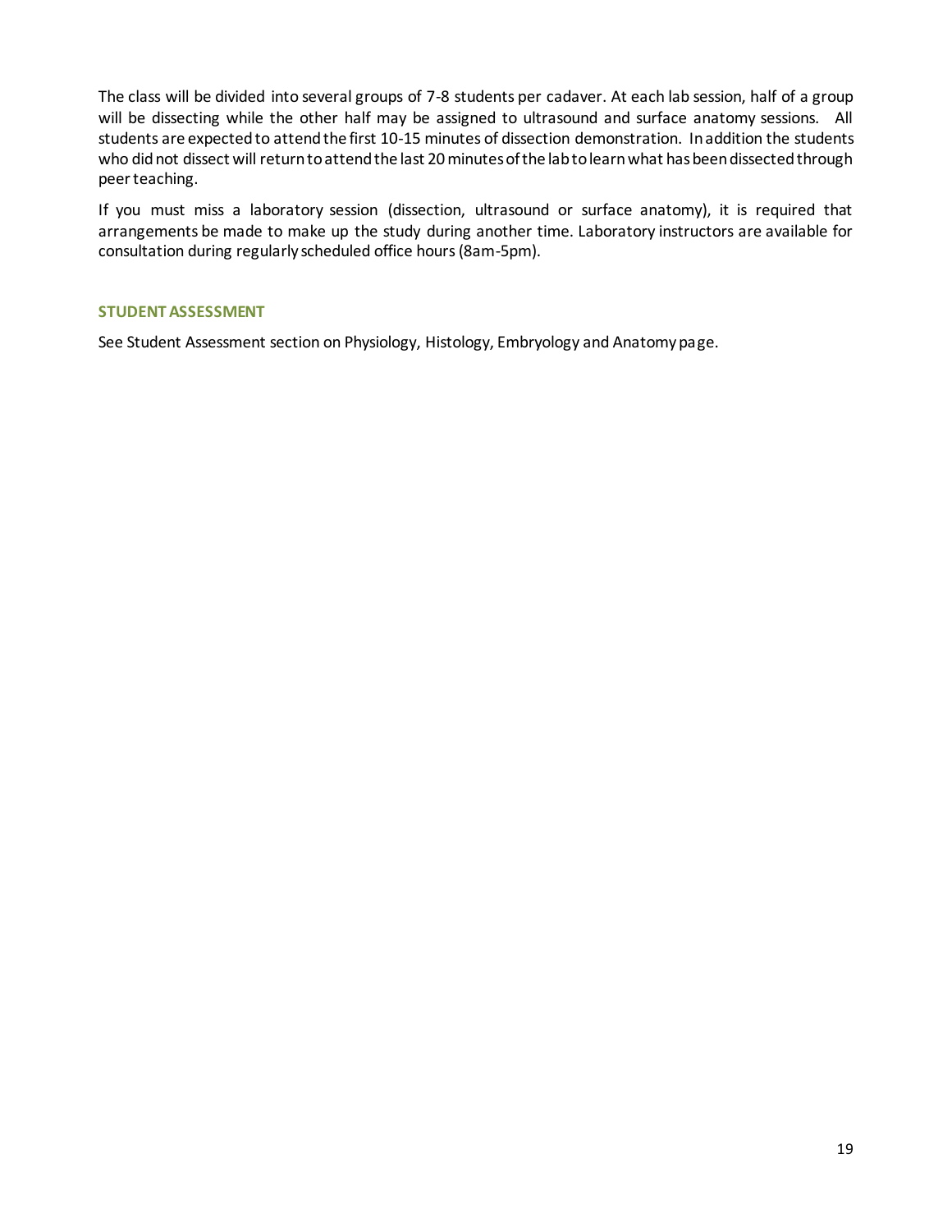The class will be divided into several groups of 7-8 students per cadaver. At each lab session, half of a group will be dissecting while the other half may be assigned to ultrasound and surface anatomy sessions. All students are expected to attend the first 10-15 minutes of dissection demonstration. In addition the students who did not dissect will return to attend the last 20 minutes of the lab to learn what has been dissected through peer teaching.

If you must miss a laboratory session (dissection, ultrasound or surface anatomy), it is required that arrangements be made to make up the study during another time. Laboratory instructors are available for consultation during regularly scheduled office hours (8am-5pm).

### STUDENT ASSESSMENT

See Student Assessment section on Physiology, Histology, Embryology and Anatomy page.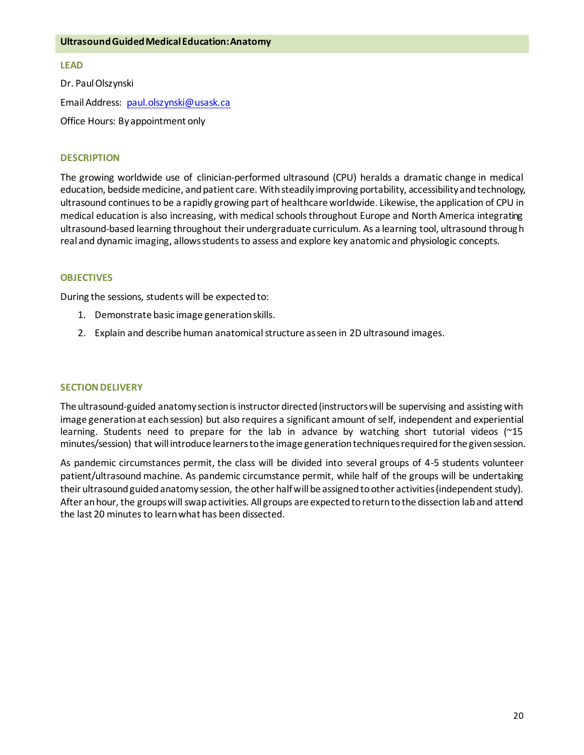## Ultrasound Guided Medical Education: Anatomy

### LEAD

Dr. Paul Olszynski

Email Address: paul.olszynski@usask.ca

Office Hours: By appointment only

### DESCRIPTION

The growing worldwide use of clinician-performed ultrasound (CPU) heralds a dramatic change in medical education, bedside medicine, and patient care. With steadily improving portability, accessibility and technology, ultrasound continues to be a rapidly growing part of healthcare worldwide. Likewise, the application of CPU in medical education is also increasing, with medical schools throughout Europe and North America integrating ultrasound-based learning throughout their undergraduate curriculum. As a learning tool, ultrasound through real and dynamic imaging, allows students to assess and explore key anatomic and physiologic concepts.

### OBJECTIVES

During the sessions, students will be expected to:

1. Demonstrate basic image generation skills.
2. Explain and describe human anatomical structure as seen in 2D ultrasound images.

### SECTION DELIVERY

The ultrasound-guided anatomy section is instructor directed (instructors will be supervising and assisting with image generation at each session) but also requires a significant amount of self, independent and experiential learning. Students need to prepare for the lab in advance by watching short tutorial videos (~15 minutes/session) that will introduce learners to the image generation techniques required for the given session.

As pandemic circumstances permit, the class will be divided into several groups of 4-5 students volunteer patient/ultrasound machine. As pandemic circumstance permit, while half of the groups will be undertaking their ultrasound guided anatomy session, the other half will be assigned to other activities (independent study). After an hour, the groups will swap activities. All groups are expected to return to the dissection lab and attend the last 20 minutes to learn what has been dissected.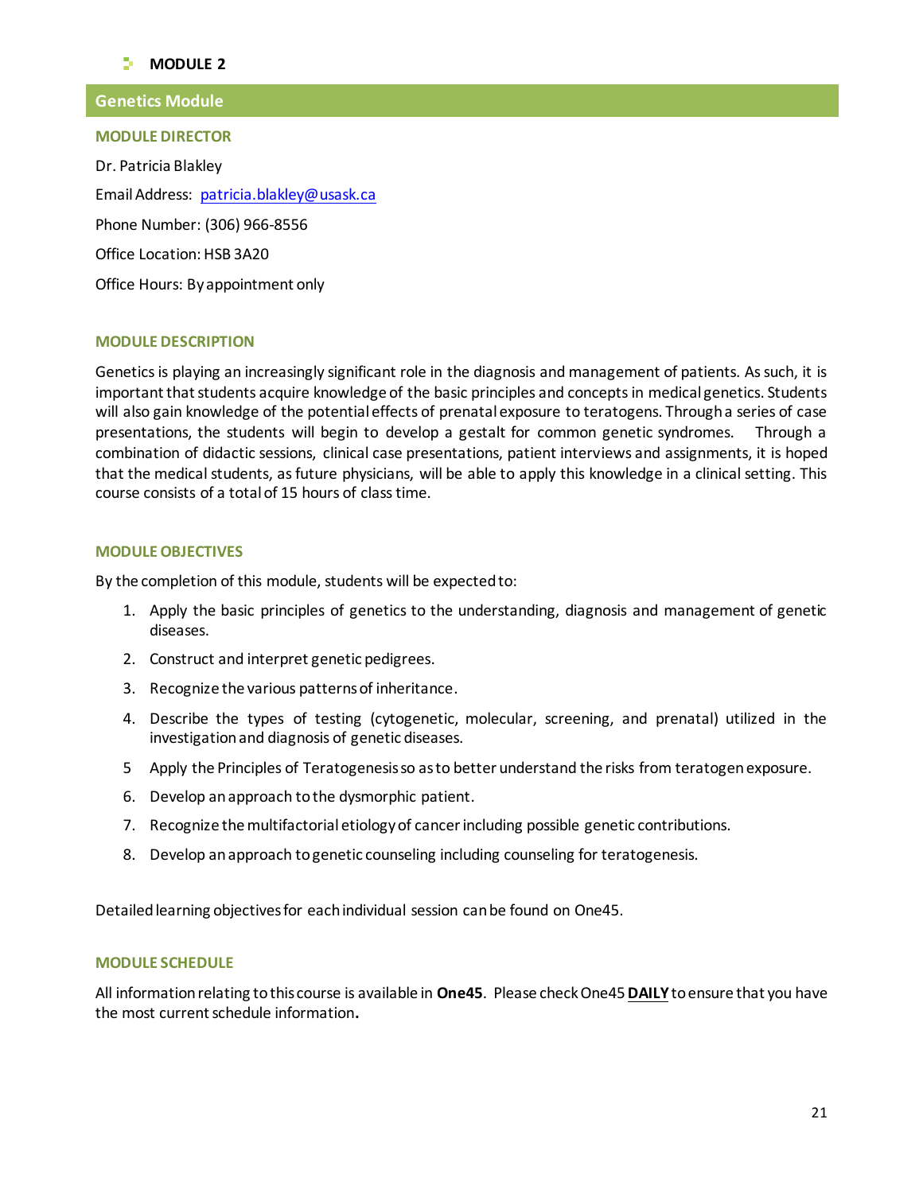## MODULE 2

## Genetics Module

### MODULE DIRECTOR

Dr. Patricia Blakley

Email Address: patricia.blakley@usask.ca

Phone Number: (306) 966-8556

Office Location: HSB 3A20

Office Hours: By appointment only

### MODULE DESCRIPTION

Genetics is playing an increasingly significant role in the diagnosis and management of patients. As such, it is important that students acquire knowledge of the basic principles and concepts in medical genetics. Students will also gain knowledge of the potential effects of prenatal exposure to teratogens. Through a series of case presentations, the students will begin to develop a gestalt for common genetic syndromes. Through a combination of didactic sessions, clinical case presentations, patient interviews and assignments, it is hoped that the medical students, as future physicians, will be able to apply this knowledge in a clinical setting. This course consists of a total of 15 hours of class time.

### MODULE OBJECTIVES

By the completion of this module, students will be expected to:

1. Apply the basic principles of genetics to the understanding, diagnosis and management of genetic diseases.
2. Construct and interpret genetic pedigrees.
3. Recognize the various patterns of inheritance.
4. Describe the types of testing (cytogenetic, molecular, screening, and prenatal) utilized in the investigation and diagnosis of genetic diseases.
5. Apply the Principles of Teratogenesis so as to better understand the risks from teratogen exposure.
6. Develop an approach to the dysmorphic patient.
7. Recognize the multifactorial etiology of cancer including possible genetic contributions.
8. Develop an approach to genetic counseling including counseling for teratogenesis.

Detailed learning objectives for each individual session can be found on One45.

### MODULE SCHEDULE

All information relating to this course is available in **One45**. Please check One45 **DAILY** to ensure that you have the most current schedule information**.**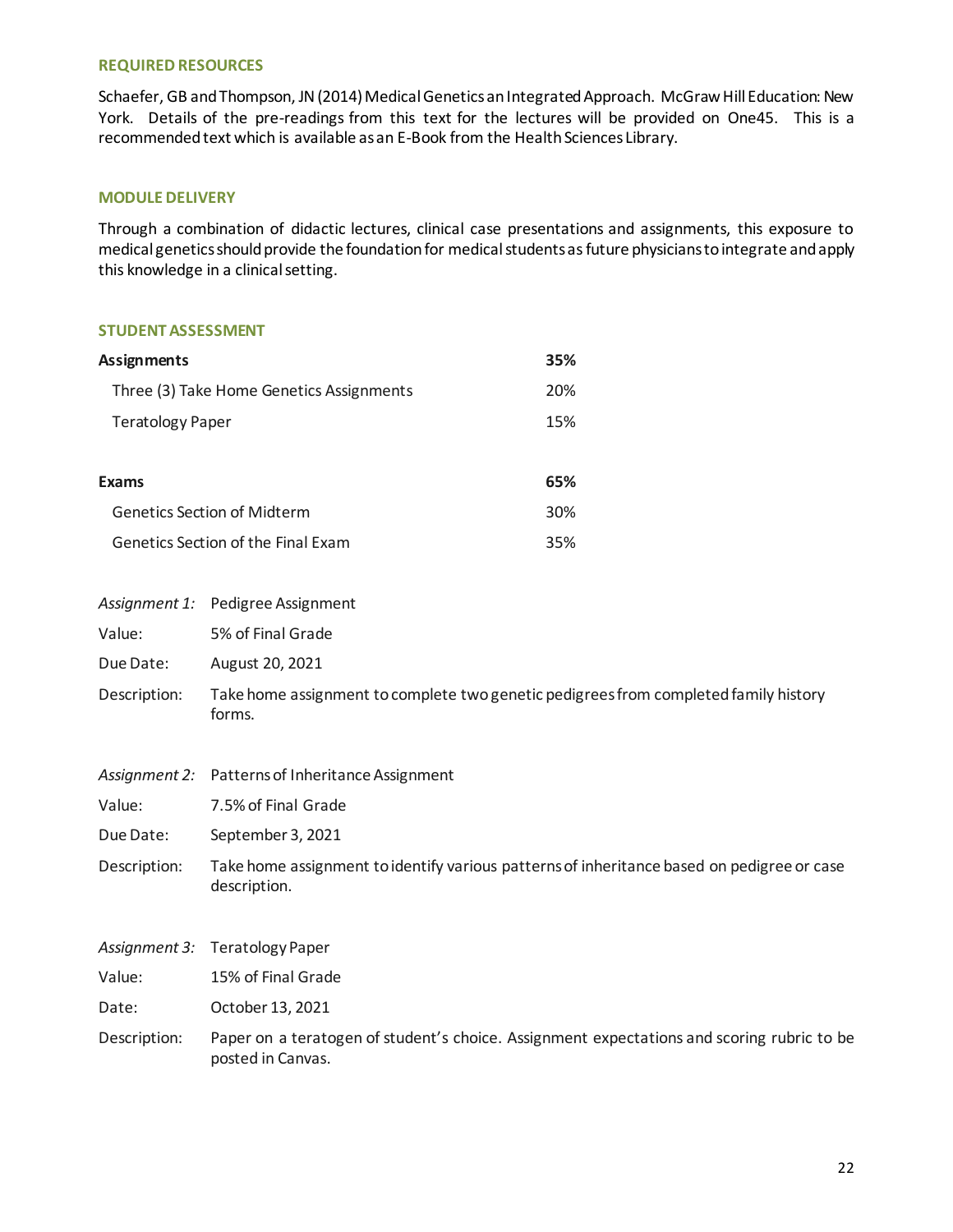## REQUIRED RESOURCES

Schaefer, GB and Thompson, JN (2014) Medical Genetics an Integrated Approach. McGraw Hill Education: New York. Details of the pre-readings from this text for the lectures will be provided on One45. This is a recommended text which is available as an E-Book from the Health Sciences Library.

## MODULE DELIVERY

Through a combination of didactic lectures, clinical case presentations and assignments, this exposure to medical genetics should provide the foundation for medical students as future physicians to integrate and apply this knowledge in a clinical setting.

## STUDENT ASSESSMENT

| **Assignments** | **35%** |
|---|---|
| Three (3) Take Home Genetics Assignments | 20% |
| Teratology Paper | 15% |
| | |
| **Exams** | **65%** |
| Genetics Section of Midterm | 30% |
| Genetics Section of the Final Exam | 35% |

| *Assignment 1:* | Pedigree Assignment |
|---|---|
| Value: | 5% of Final Grade |
| Due Date: | August 20, 2021 |
| Description: | Take home assignment to complete two genetic pedigrees from completed family history forms. |

| *Assignment 2:* | Patterns of Inheritance Assignment |
|---|---|
| Value: | 7.5% of Final Grade |
| Due Date: | September 3, 2021 |
| Description: | Take home assignment to identify various patterns of inheritance based on pedigree or case description. |

| *Assignment 3:* | Teratology Paper |
|---|---|
| Value: | 15% of Final Grade |
| Date: | October 13, 2021 |
| Description: | Paper on a teratogen of student's choice. Assignment expectations and scoring rubric to be posted in Canvas. |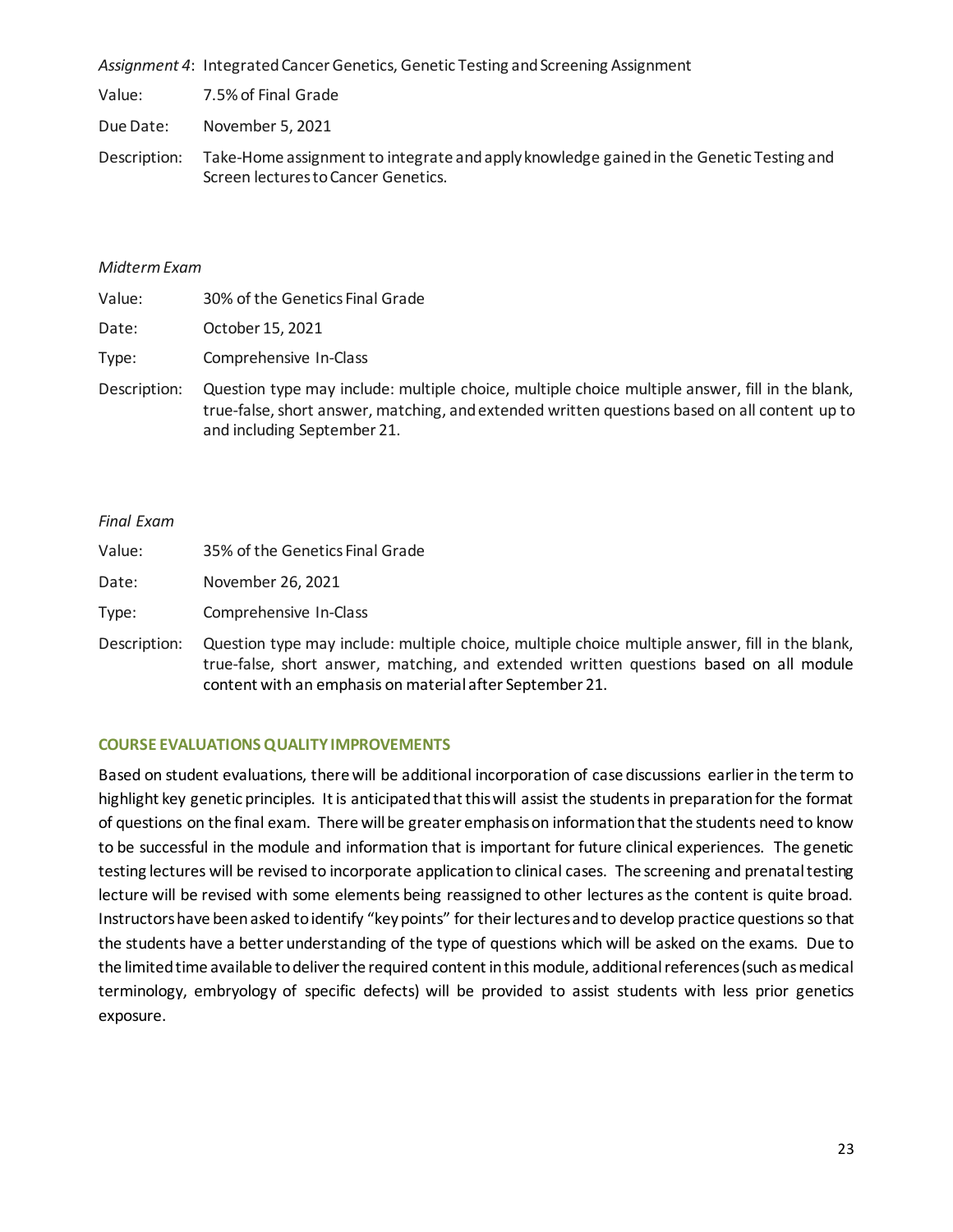*Assignment 4*: Integrated Cancer Genetics, Genetic Testing and Screening Assignment

Value: 7.5% of Final Grade

Due Date: November 5, 2021

Description: Take-Home assignment to integrate and apply knowledge gained in the Genetic Testing and Screen lectures to Cancer Genetics.

*Midterm Exam*

Value: 30% of the Genetics Final Grade

Date: October 15, 2021

Type: Comprehensive In-Class

Description: Question type may include: multiple choice, multiple choice multiple answer, fill in the blank, true-false, short answer, matching, and extended written questions based on all content up to and including September 21.

*Final Exam*

Value: 35% of the Genetics Final Grade

Date: November 26, 2021

Type: Comprehensive In-Class

Description: Question type may include: multiple choice, multiple choice multiple answer, fill in the blank, true-false, short answer, matching, and extended written questions based on all module content with an emphasis on material after September 21.

## COURSE EVALUATIONS QUALITY IMPROVEMENTS

Based on student evaluations, there will be additional incorporation of case discussions earlier in the term to highlight key genetic principles. It is anticipated that this will assist the students in preparation for the format of questions on the final exam. There will be greater emphasis on information that the students need to know to be successful in the module and information that is important for future clinical experiences. The genetic testing lectures will be revised to incorporate application to clinical cases. The screening and prenatal testing lecture will be revised with some elements being reassigned to other lectures as the content is quite broad. Instructors have been asked to identify "key points" for their lectures and to develop practice questions so that the students have a better understanding of the type of questions which will be asked on the exams. Due to the limited time available to deliver the required content in this module, additional references (such as medical terminology, embryology of specific defects) will be provided to assist students with less prior genetics exposure.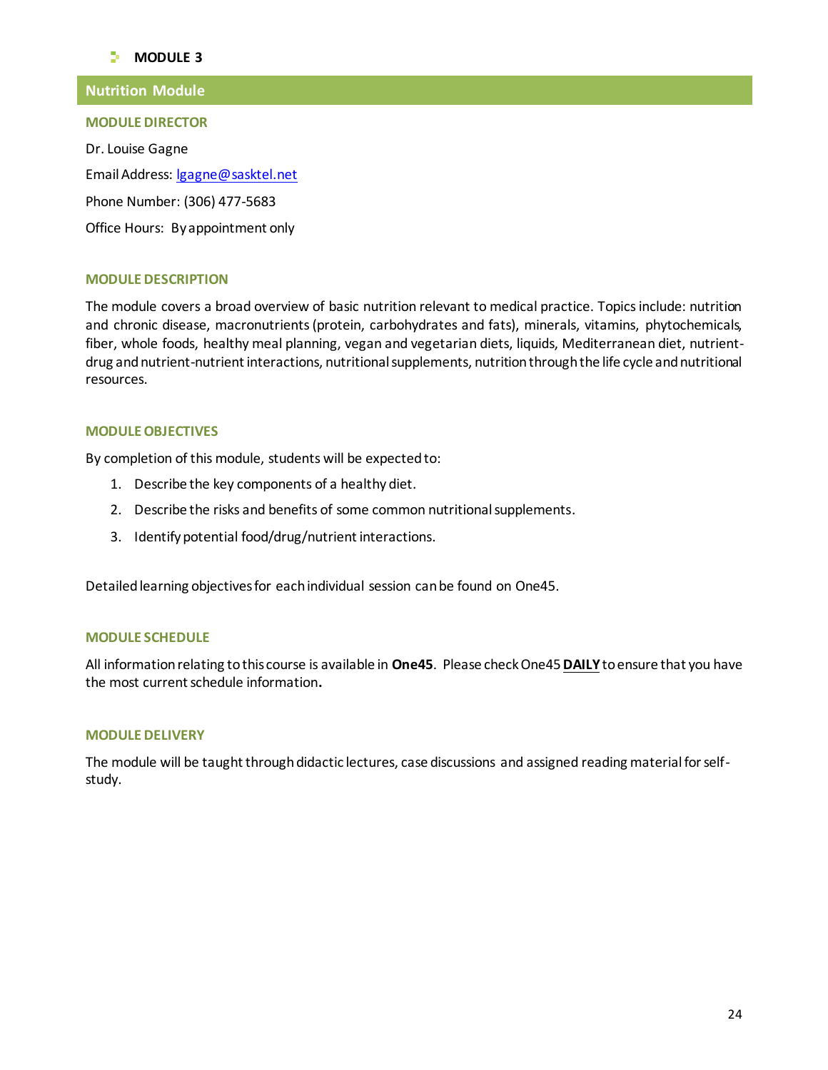**MODULE 3**

## Nutrition Module

### MODULE DIRECTOR

Dr. Louise Gagne

Email Address: lgagne@sasktel.net

Phone Number: (306) 477-5683

Office Hours: By appointment only

### MODULE DESCRIPTION

The module covers a broad overview of basic nutrition relevant to medical practice. Topics include: nutrition and chronic disease, macronutrients (protein, carbohydrates and fats), minerals, vitamins, phytochemicals, fiber, whole foods, healthy meal planning, vegan and vegetarian diets, liquids, Mediterranean diet, nutrient-drug and nutrient-nutrient interactions, nutritional supplements, nutrition through the life cycle and nutritional resources.

### MODULE OBJECTIVES

By completion of this module, students will be expected to:

1. Describe the key components of a healthy diet.
2. Describe the risks and benefits of some common nutritional supplements.
3. Identify potential food/drug/nutrient interactions.

Detailed learning objectives for each individual session can be found on One45.

### MODULE SCHEDULE

All information relating to this course is available in **One45**. Please check One45 **DAILY** to ensure that you have the most current schedule information**.**

### MODULE DELIVERY

The module will be taught through didactic lectures, case discussions and assigned reading material for self-study.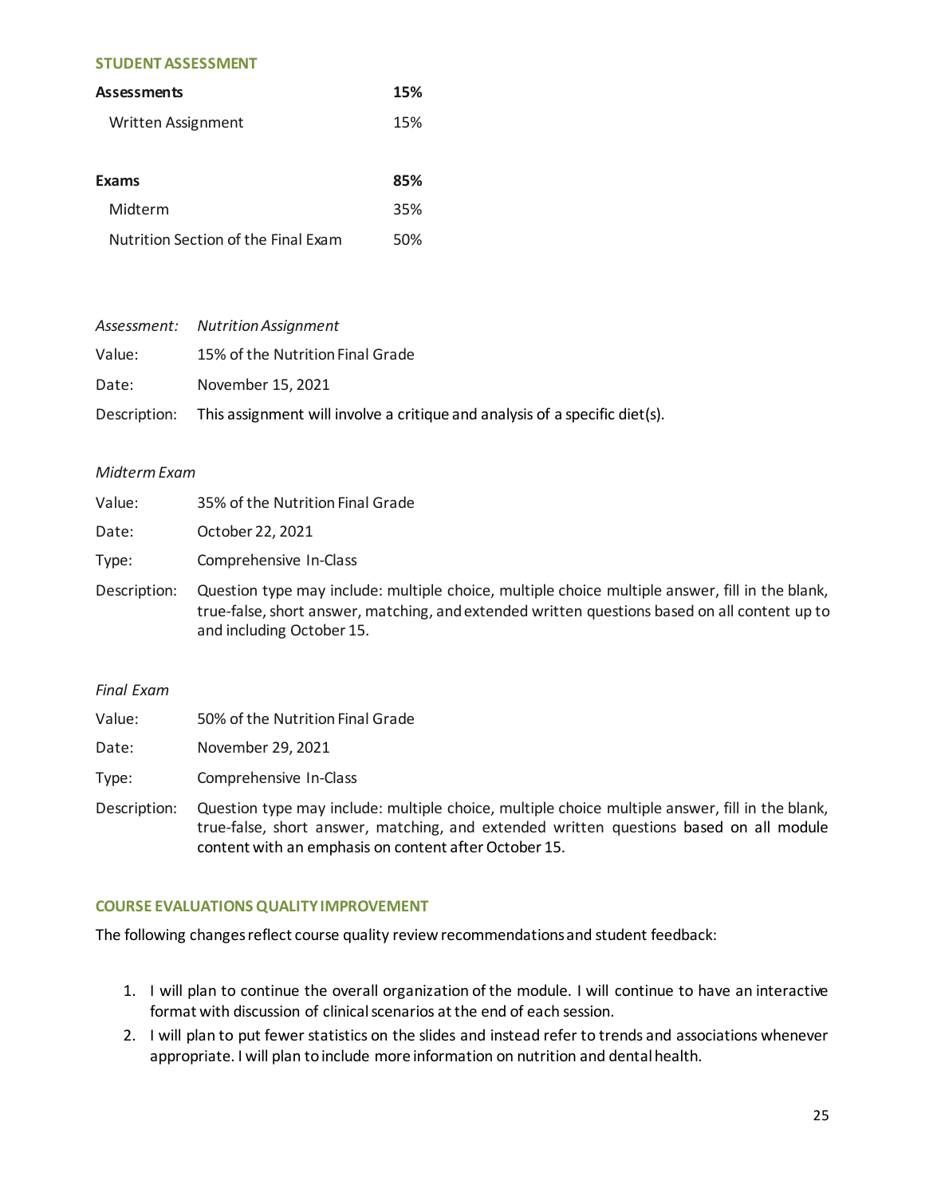## STUDENT ASSESSMENT

| | |
|---|---|
| **Assessments** | **15%** |
| Written Assignment | 15% |
| | |
| **Exams** | **85%** |
| Midterm | 35% |
| Nutrition Section of the Final Exam | 50% |

*Assessment:* *Nutrition Assignment*

Value: 15% of the Nutrition Final Grade

Date: November 15, 2021

Description: This assignment will involve a critique and analysis of a specific diet(s).

*Midterm Exam*

Value: 35% of the Nutrition Final Grade

Date: October 22, 2021

Type: Comprehensive In-Class

Description: Question type may include: multiple choice, multiple choice multiple answer, fill in the blank, true-false, short answer, matching, and extended written questions based on all content up to and including October 15.

*Final Exam*

Value: 50% of the Nutrition Final Grade

Date: November 29, 2021

Type: Comprehensive In-Class

Description: Question type may include: multiple choice, multiple choice multiple answer, fill in the blank, true-false, short answer, matching, and extended written questions based on all module content with an emphasis on content after October 15.

## COURSE EVALUATIONS QUALITY IMPROVEMENT

The following changes reflect course quality review recommendations and student feedback:

1. I will plan to continue the overall organization of the module. I will continue to have an interactive format with discussion of clinical scenarios at the end of each session.
2. I will plan to put fewer statistics on the slides and instead refer to trends and associations whenever appropriate. I will plan to include more information on nutrition and dental health.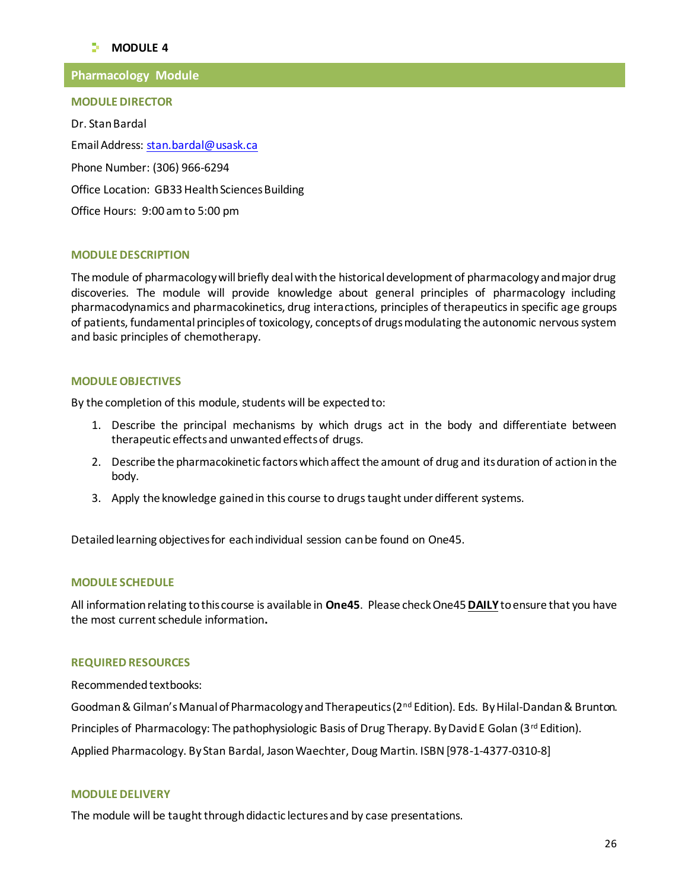- **MODULE 4**

## Pharmacology Module

### MODULE DIRECTOR

Dr. Stan Bardal

Email Address: stan.bardal@usask.ca

Phone Number: (306) 966-6294

Office Location: GB33 Health Sciences Building

Office Hours: 9:00 am to 5:00 pm

### MODULE DESCRIPTION

The module of pharmacology will briefly deal with the historical development of pharmacology and major drug discoveries. The module will provide knowledge about general principles of pharmacology including pharmacodynamics and pharmacokinetics, drug interactions, principles of therapeutics in specific age groups of patients, fundamental principles of toxicology, concepts of drugs modulating the autonomic nervous system and basic principles of chemotherapy.

### MODULE OBJECTIVES

By the completion of this module, students will be expected to:

1. Describe the principal mechanisms by which drugs act in the body and differentiate between therapeutic effects and unwanted effects of drugs.
2. Describe the pharmacokinetic factors which affect the amount of drug and its duration of action in the body.
3. Apply the knowledge gained in this course to drugs taught under different systems.

Detailed learning objectives for each individual session can be found on One45.

### MODULE SCHEDULE

All information relating to this course is available in **One45**. Please check One45 **DAILY** to ensure that you have the most current schedule information**.**

### REQUIRED RESOURCES

Recommended textbooks:

Goodman & Gilman's Manual of Pharmacology and Therapeutics (2nd Edition). Eds. By Hilal-Dandan & Brunton.

Principles of Pharmacology: The pathophysiologic Basis of Drug Therapy. By David E Golan (3rd Edition).

Applied Pharmacology. By Stan Bardal, Jason Waechter, Doug Martin. ISBN [978-1-4377-0310-8]

### MODULE DELIVERY

The module will be taught through didactic lectures and by case presentations.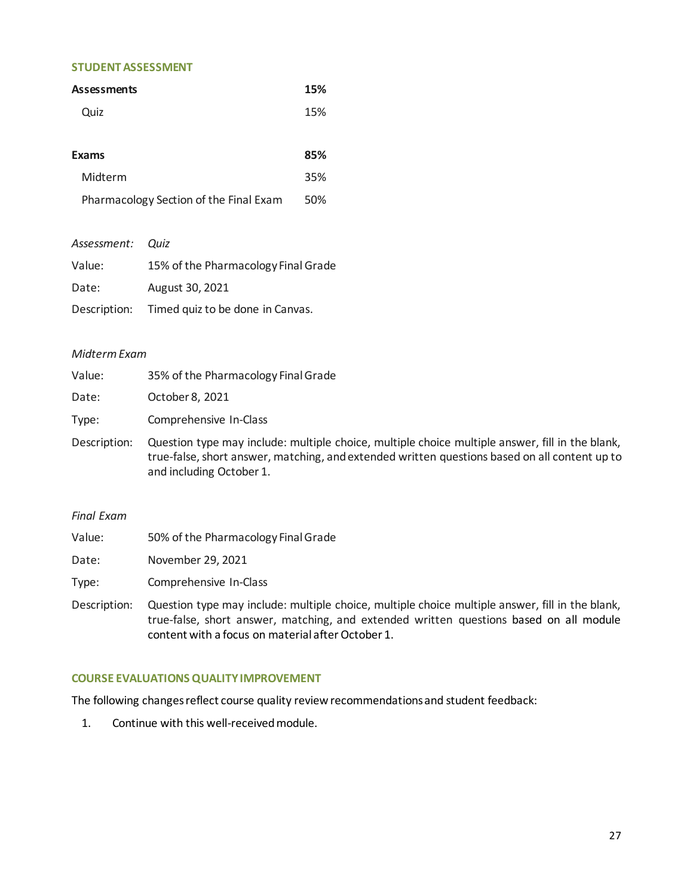## STUDENT ASSESSMENT

| **Assessments** | **15%** |
|---|---|
| Quiz | 15% |
| **Exams** | **85%** |
| Midterm | 35% |
| Pharmacology Section of the Final Exam | 50% |

| *Assessment:* | *Quiz* |
|---|---|
| Value: | 15% of the Pharmacology Final Grade |
| Date: | August 30, 2021 |
| Description: | Timed quiz to be done in Canvas. |

*Midterm Exam*

| | |
|---|---|
| Value: | 35% of the Pharmacology Final Grade |
| Date: | October 8, 2021 |
| Type: | Comprehensive In-Class |
| Description: | Question type may include: multiple choice, multiple choice multiple answer, fill in the blank, true-false, short answer, matching, and extended written questions based on all content up to and including October 1. |

*Final Exam*

| | |
|---|---|
| Value: | 50% of the Pharmacology Final Grade |
| Date: | November 29, 2021 |
| Type: | Comprehensive In-Class |
| Description: | Question type may include: multiple choice, multiple choice multiple answer, fill in the blank, true-false, short answer, matching, and extended written questions based on all module content with a focus on material after October 1. |

## COURSE EVALUATIONS QUALITY IMPROVEMENT

The following changes reflect course quality review recommendations and student feedback:

1. Continue with this well-received module.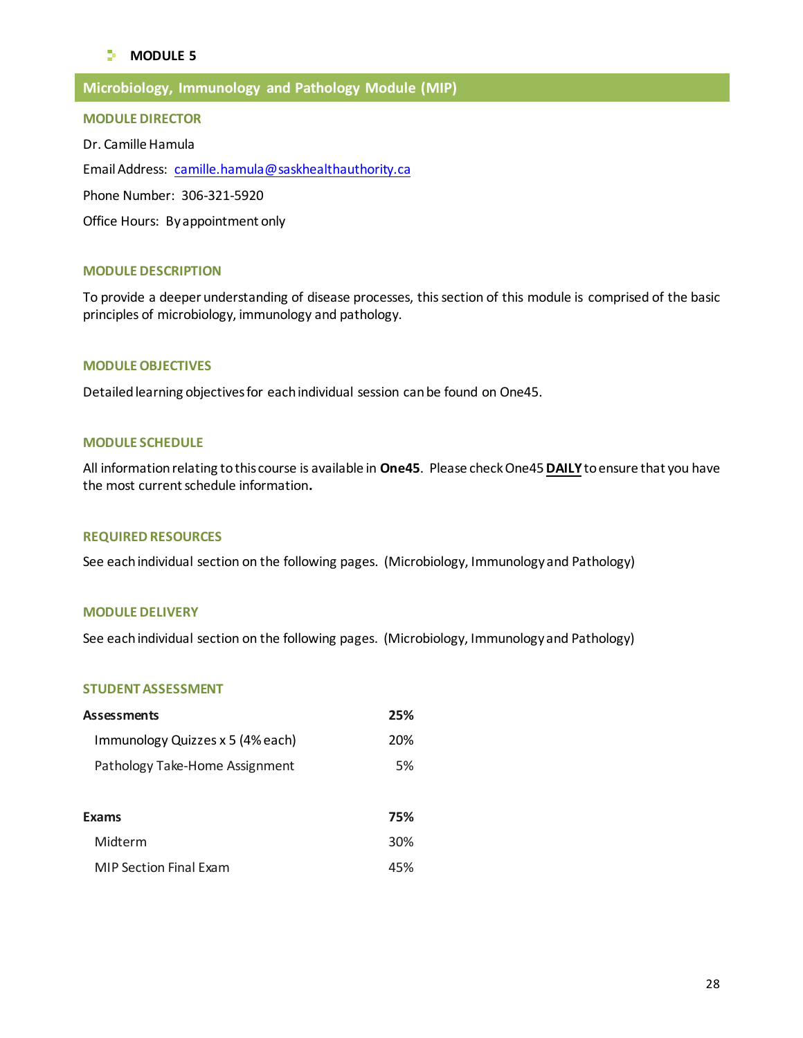## MODULE 5

# Microbiology, Immunology and Pathology Module (MIP)

### MODULE DIRECTOR

Dr. Camille Hamula

Email Address: camille.hamula@saskhealthauthority.ca

Phone Number: 306-321-5920

Office Hours: By appointment only

### MODULE DESCRIPTION

To provide a deeper understanding of disease processes, this section of this module is comprised of the basic principles of microbiology, immunology and pathology.

### MODULE OBJECTIVES

Detailed learning objectives for each individual session can be found on One45.

### MODULE SCHEDULE

All information relating to this course is available in **One45**. Please check One45 **DAILY** to ensure that you have the most current schedule information**.**

### REQUIRED RESOURCES

See each individual section on the following pages. (Microbiology, Immunology and Pathology)

### MODULE DELIVERY

See each individual section on the following pages. (Microbiology, Immunology and Pathology)

### STUDENT ASSESSMENT

| **Assessments** | **25%** |
|---|---|
| Immunology Quizzes x 5 (4% each) | 20% |
| Pathology Take-Home Assignment | 5% |
| | |
| **Exams** | **75%** |
| Midterm | 30% |
| MIP Section Final Exam | 45% |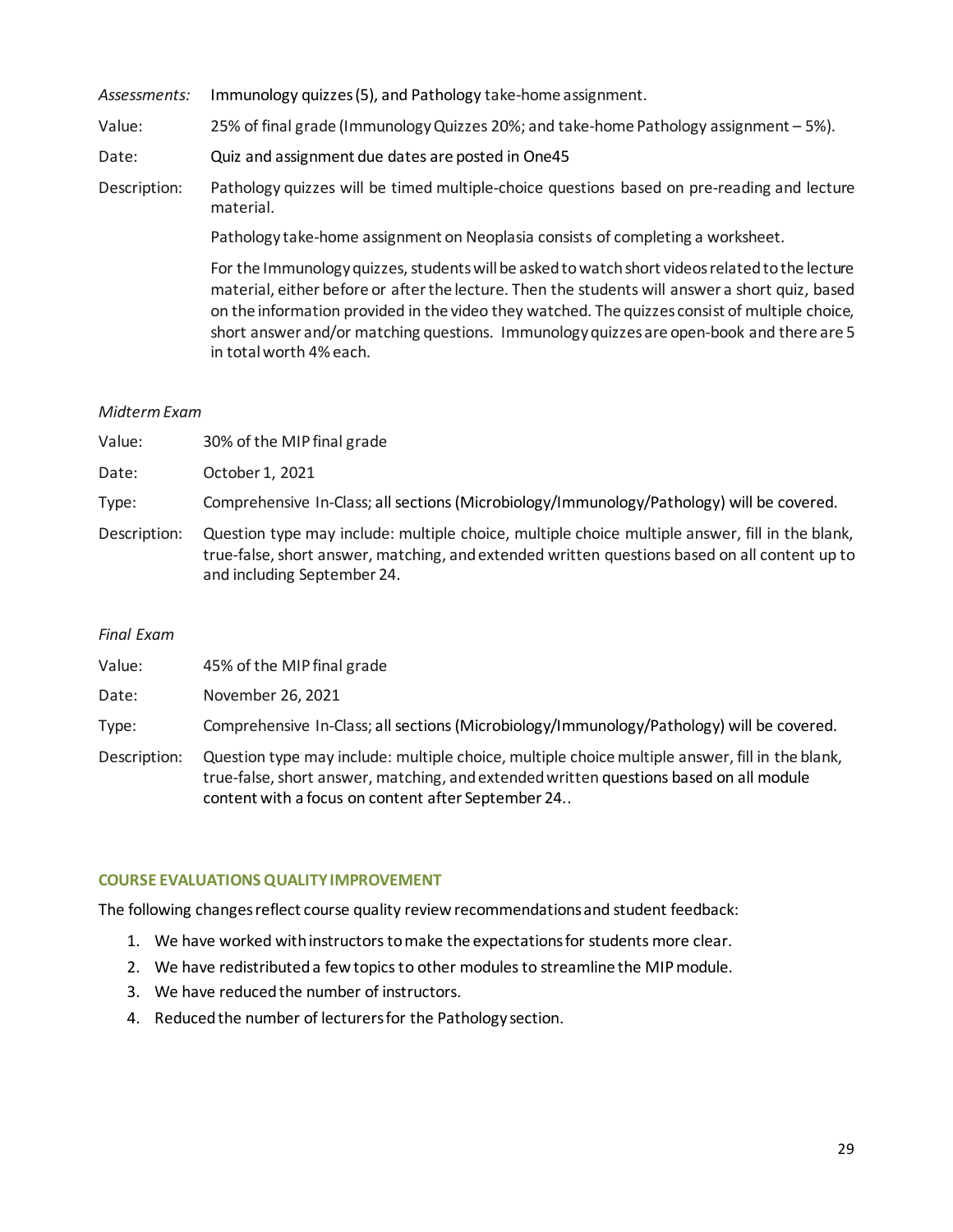*Assessments:* Immunology quizzes (5), and Pathology take-home assignment.

Value: 25% of final grade (Immunology Quizzes 20%; and take-home Pathology assignment – 5%).

Date: Quiz and assignment due dates are posted in One45

Description: Pathology quizzes will be timed multiple-choice questions based on pre-reading and lecture material.

Pathology take-home assignment on Neoplasia consists of completing a worksheet.

For the Immunology quizzes, students will be asked to watch short videos related to the lecture material, either before or after the lecture. Then the students will answer a short quiz, based on the information provided in the video they watched. The quizzes consist of multiple choice, short answer and/or matching questions. Immunology quizzes are open-book and there are 5 in total worth 4% each.

*Midterm Exam*

Value: 30% of the MIP final grade

Date: October 1, 2021

Type: Comprehensive In-Class; all sections (Microbiology/Immunology/Pathology) will be covered.

Description: Question type may include: multiple choice, multiple choice multiple answer, fill in the blank, true-false, short answer, matching, and extended written questions based on all content up to and including September 24.

*Final Exam*

Value: 45% of the MIP final grade

Date: November 26, 2021

Type: Comprehensive In-Class; all sections (Microbiology/Immunology/Pathology) will be covered.

Description: Question type may include: multiple choice, multiple choice multiple answer, fill in the blank, true-false, short answer, matching, and extended written questions based on all module content with a focus on content after September 24..

## COURSE EVALUATIONS QUALITY IMPROVEMENT

The following changes reflect course quality review recommendations and student feedback:

1. We have worked with instructors to make the expectations for students more clear.
2. We have redistributed a few topics to other modules to streamline the MIP module.
3. We have reduced the number of instructors.
4. Reduced the number of lecturers for the Pathology section.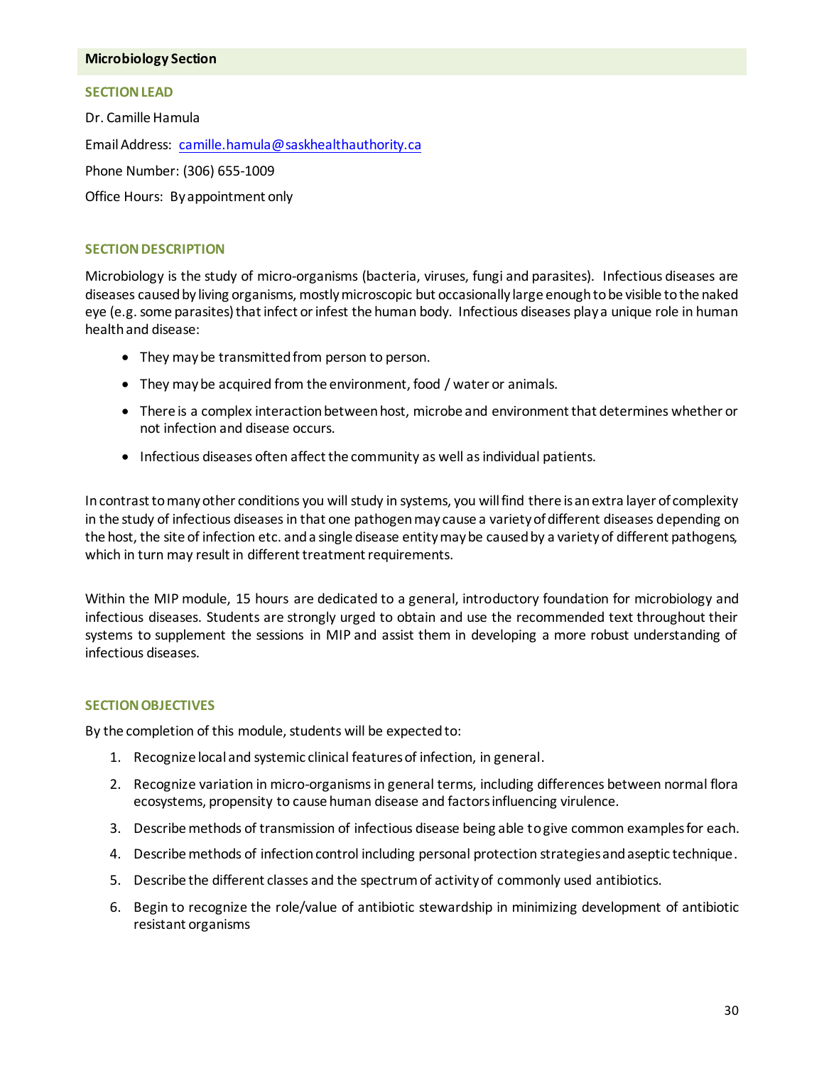## Microbiology Section

### SECTION LEAD

Dr. Camille Hamula

Email Address: [camille.hamula@saskhealthauthority.ca](mailto:camille.hamula@saskhealthauthority.ca)

Phone Number: (306) 655-1009

Office Hours: By appointment only

### SECTION DESCRIPTION

Microbiology is the study of micro-organisms (bacteria, viruses, fungi and parasites). Infectious diseases are diseases caused by living organisms, mostly microscopic but occasionally large enough to be visible to the naked eye (e.g. some parasites) that infect or infest the human body. Infectious diseases play a unique role in human health and disease:

- They may be transmitted from person to person.
- They may be acquired from the environment, food / water or animals.
- There is a complex interaction between host, microbe and environment that determines whether or not infection and disease occurs.
- Infectious diseases often affect the community as well as individual patients.

In contrast to many other conditions you will study in systems, you will find there is an extra layer of complexity in the study of infectious diseases in that one pathogen may cause a variety of different diseases depending on the host, the site of infection etc. and a single disease entity may be caused by a variety of different pathogens, which in turn may result in different treatment requirements.

Within the MIP module, 15 hours are dedicated to a general, introductory foundation for microbiology and infectious diseases. Students are strongly urged to obtain and use the recommended text throughout their systems to supplement the sessions in MIP and assist them in developing a more robust understanding of infectious diseases.

### SECTION OBJECTIVES

By the completion of this module, students will be expected to:

1. Recognize local and systemic clinical features of infection, in general.
2. Recognize variation in micro-organisms in general terms, including differences between normal flora ecosystems, propensity to cause human disease and factors influencing virulence.
3. Describe methods of transmission of infectious disease being able to give common examples for each.
4. Describe methods of infection control including personal protection strategies and aseptic technique.
5. Describe the different classes and the spectrum of activity of commonly used antibiotics.
6. Begin to recognize the role/value of antibiotic stewardship in minimizing development of antibiotic resistant organisms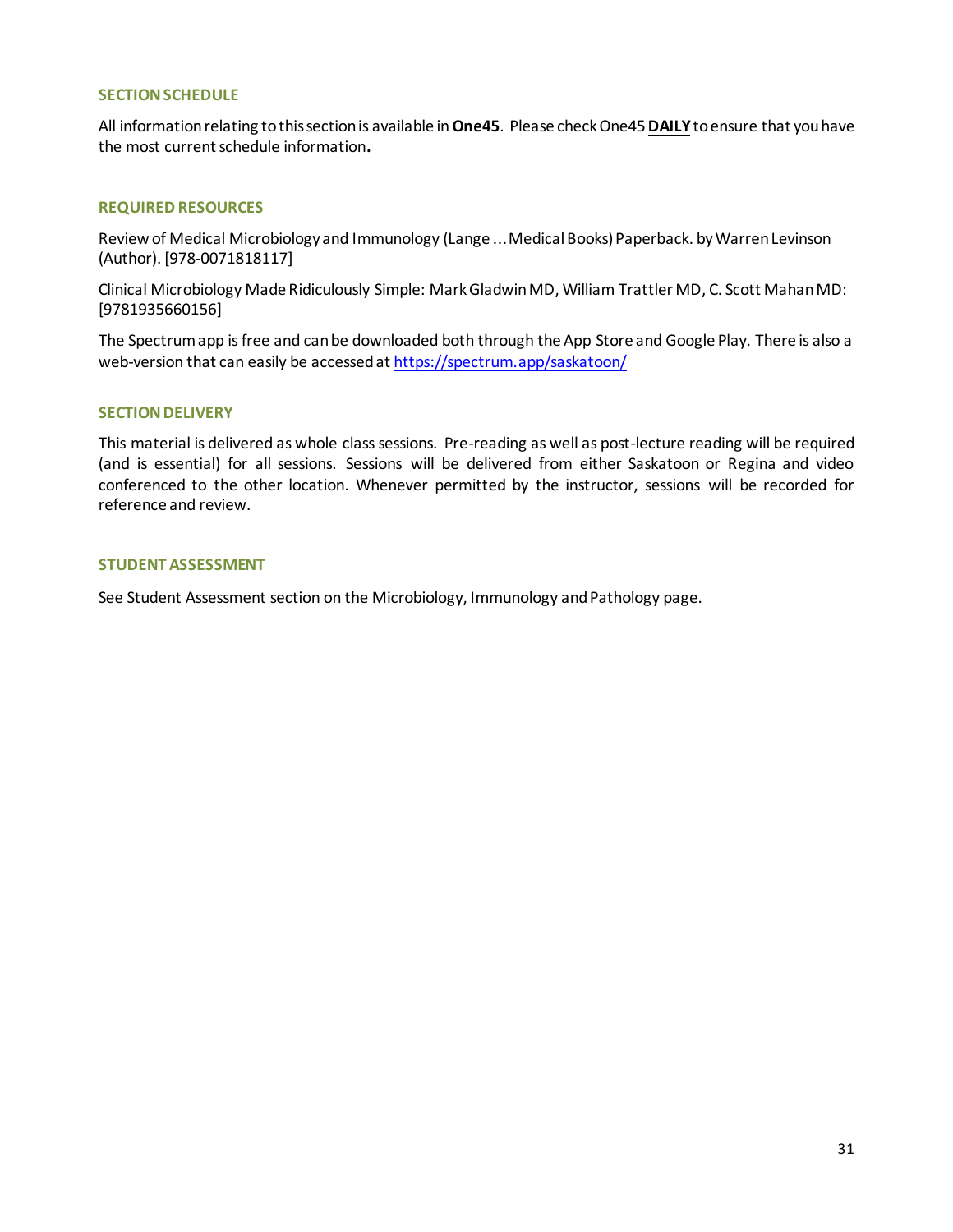### SECTION SCHEDULE

All information relating to this section is available in **One45**. Please check One45 **DAILY** to ensure that you have the most current schedule information**.**

### REQUIRED RESOURCES

Review of Medical Microbiology and Immunology (Lange ... Medical Books) Paperback. by Warren Levinson (Author). [978-0071818117]

Clinical Microbiology Made Ridiculously Simple: Mark Gladwin MD, William Trattler MD, C. Scott Mahan MD: [9781935660156]

The Spectrum app is free and can be downloaded both through the App Store and Google Play. There is also a web-version that can easily be accessed at [https://spectrum.app/saskatoon/](https://spectrum.app/saskatoon/)

### SECTION DELIVERY

This material is delivered as whole class sessions. Pre-reading as well as post-lecture reading will be required (and is essential) for all sessions. Sessions will be delivered from either Saskatoon or Regina and video conferenced to the other location. Whenever permitted by the instructor, sessions will be recorded for reference and review.

### STUDENT ASSESSMENT

See Student Assessment section on the Microbiology, Immunology and Pathology page.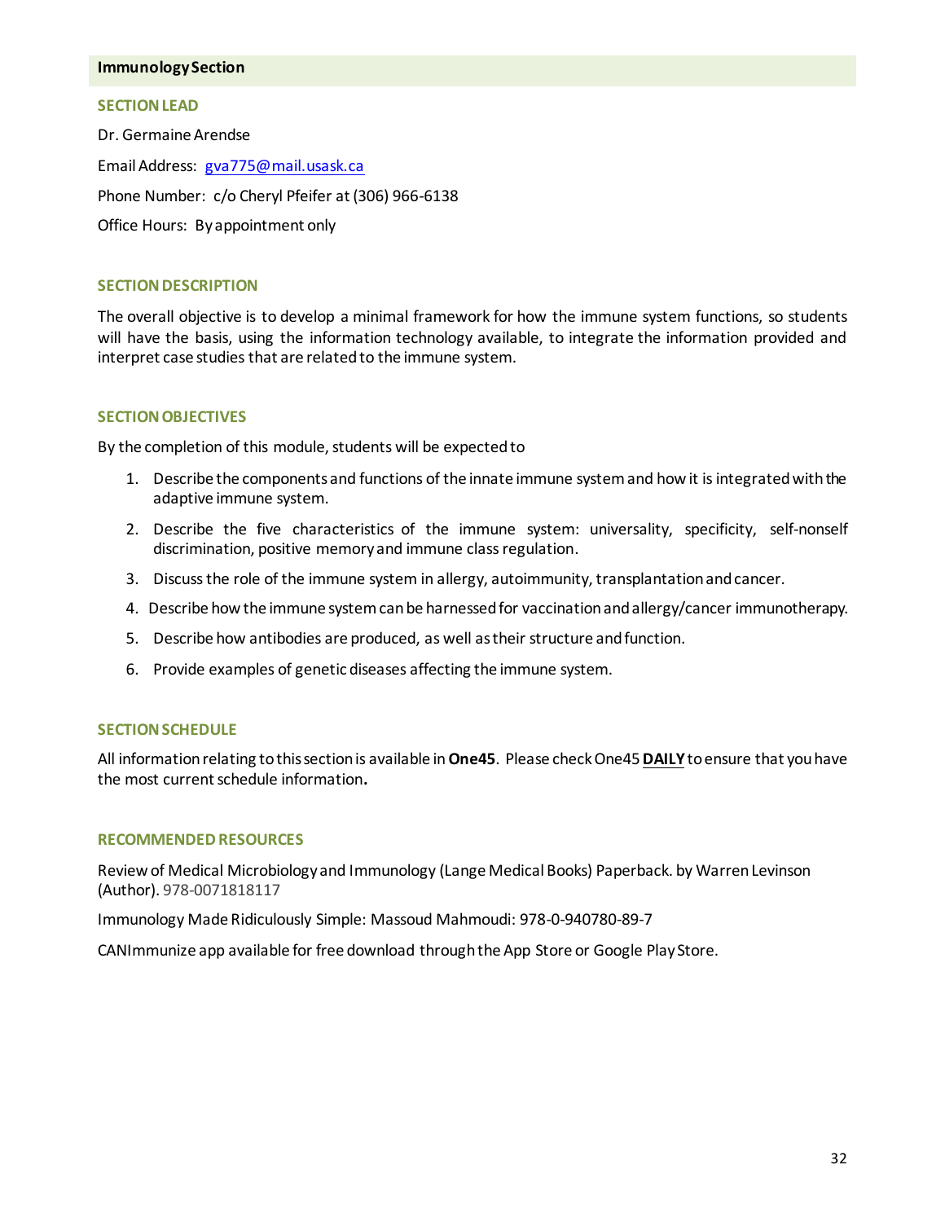## Immunology Section

### SECTION LEAD

Dr. Germaine Arendse

Email Address: gva775@mail.usask.ca

Phone Number: c/o Cheryl Pfeifer at (306) 966-6138

Office Hours: By appointment only

### SECTION DESCRIPTION

The overall objective is to develop a minimal framework for how the immune system functions, so students will have the basis, using the information technology available, to integrate the information provided and interpret case studies that are related to the immune system.

### SECTION OBJECTIVES

By the completion of this module, students will be expected to

1. Describe the components and functions of the innate immune system and how it is integrated with the adaptive immune system.
2. Describe the five characteristics of the immune system: universality, specificity, self-nonself discrimination, positive memory and immune class regulation.
3. Discuss the role of the immune system in allergy, autoimmunity, transplantation and cancer.
4. Describe how the immune system can be harnessed for vaccination and allergy/cancer immunotherapy.
5. Describe how antibodies are produced, as well as their structure and function.
6. Provide examples of genetic diseases affecting the immune system.

### SECTION SCHEDULE

All information relating to this section is available in **One45**. Please check One45 **DAILY** to ensure that you have the most current schedule information**.**

### RECOMMENDED RESOURCES

Review of Medical Microbiology and Immunology (Lange Medical Books) Paperback. by Warren Levinson (Author). 978-0071818117

Immunology Made Ridiculously Simple: Massoud Mahmoudi: 978-0-940780-89-7

CANImmunize app available for free download through the App Store or Google Play Store.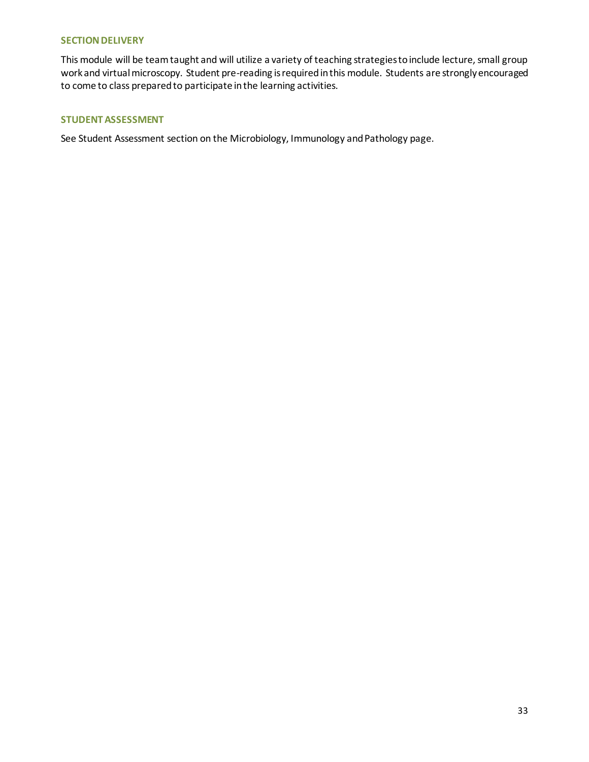### SECTION DELIVERY

This module will be team taught and will utilize a variety of teaching strategies to include lecture, small group work and virtual microscopy. Student pre-reading is required in this module. Students are strongly encouraged to come to class prepared to participate in the learning activities.

### STUDENT ASSESSMENT

See Student Assessment section on the Microbiology, Immunology and Pathology page.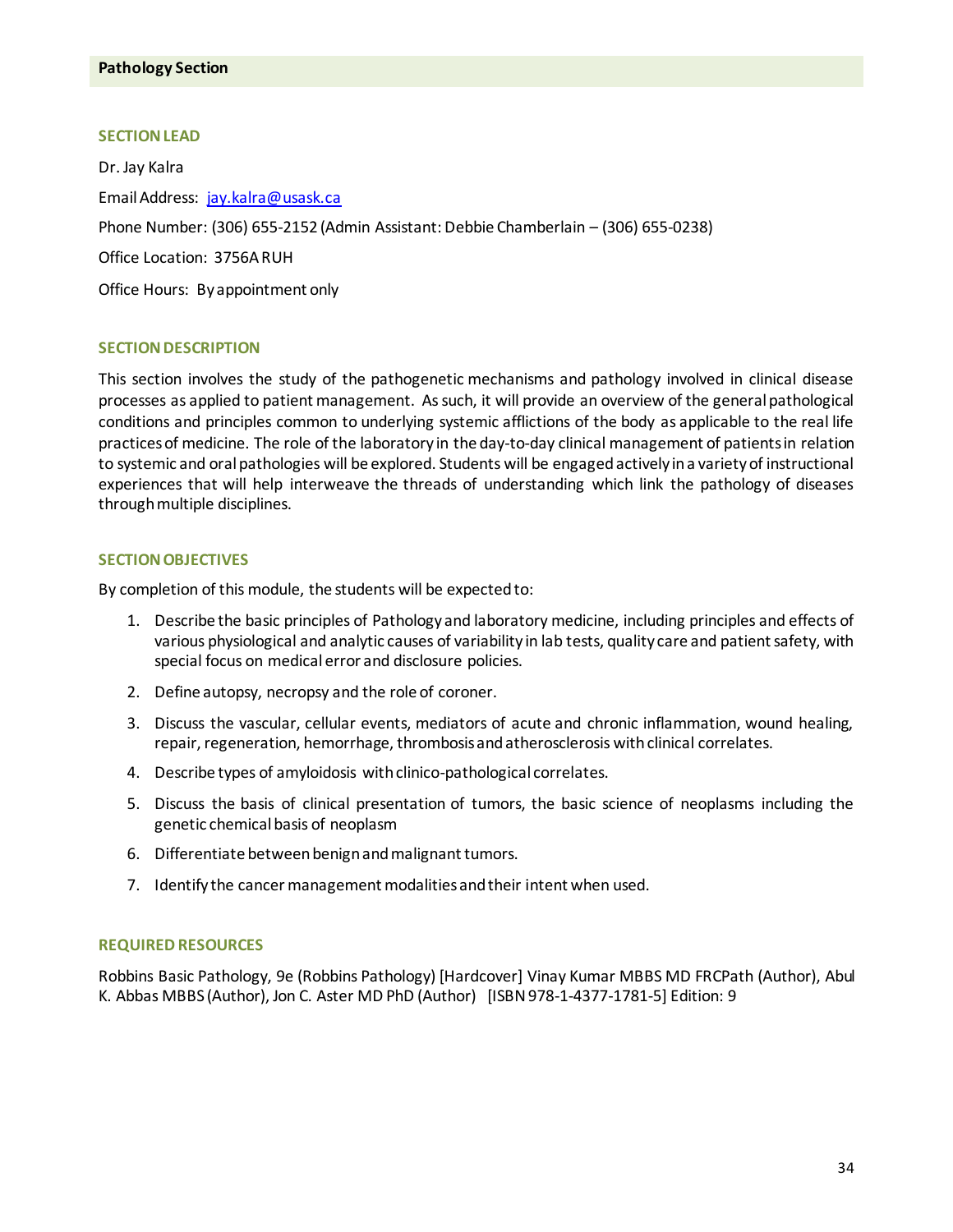## Pathology Section

### SECTION LEAD

Dr. Jay Kalra

Email Address: jay.kalra@usask.ca

Phone Number: (306) 655-2152 (Admin Assistant: Debbie Chamberlain – (306) 655-0238)

Office Location: 3756A RUH

Office Hours: By appointment only

### SECTION DESCRIPTION

This section involves the study of the pathogenetic mechanisms and pathology involved in clinical disease processes as applied to patient management. As such, it will provide an overview of the general pathological conditions and principles common to underlying systemic afflictions of the body as applicable to the real life practices of medicine. The role of the laboratory in the day-to-day clinical management of patients in relation to systemic and oral pathologies will be explored. Students will be engaged actively in a variety of instructional experiences that will help interweave the threads of understanding which link the pathology of diseases through multiple disciplines.

### SECTION OBJECTIVES

By completion of this module, the students will be expected to:

1. Describe the basic principles of Pathology and laboratory medicine, including principles and effects of various physiological and analytic causes of variability in lab tests, quality care and patient safety, with special focus on medical error and disclosure policies.
2. Define autopsy, necropsy and the role of coroner.
3. Discuss the vascular, cellular events, mediators of acute and chronic inflammation, wound healing, repair, regeneration, hemorrhage, thrombosis and atherosclerosis with clinical correlates.
4. Describe types of amyloidosis with clinico-pathological correlates.
5. Discuss the basis of clinical presentation of tumors, the basic science of neoplasms including the genetic chemical basis of neoplasm
6. Differentiate between benign and malignant tumors.
7. Identify the cancer management modalities and their intent when used.

### REQUIRED RESOURCES

Robbins Basic Pathology, 9e (Robbins Pathology) [Hardcover] Vinay Kumar MBBS MD FRCPath (Author), Abul K. Abbas MBBS (Author), Jon C. Aster MD PhD (Author) [ISBN 978-1-4377-1781-5] Edition: 9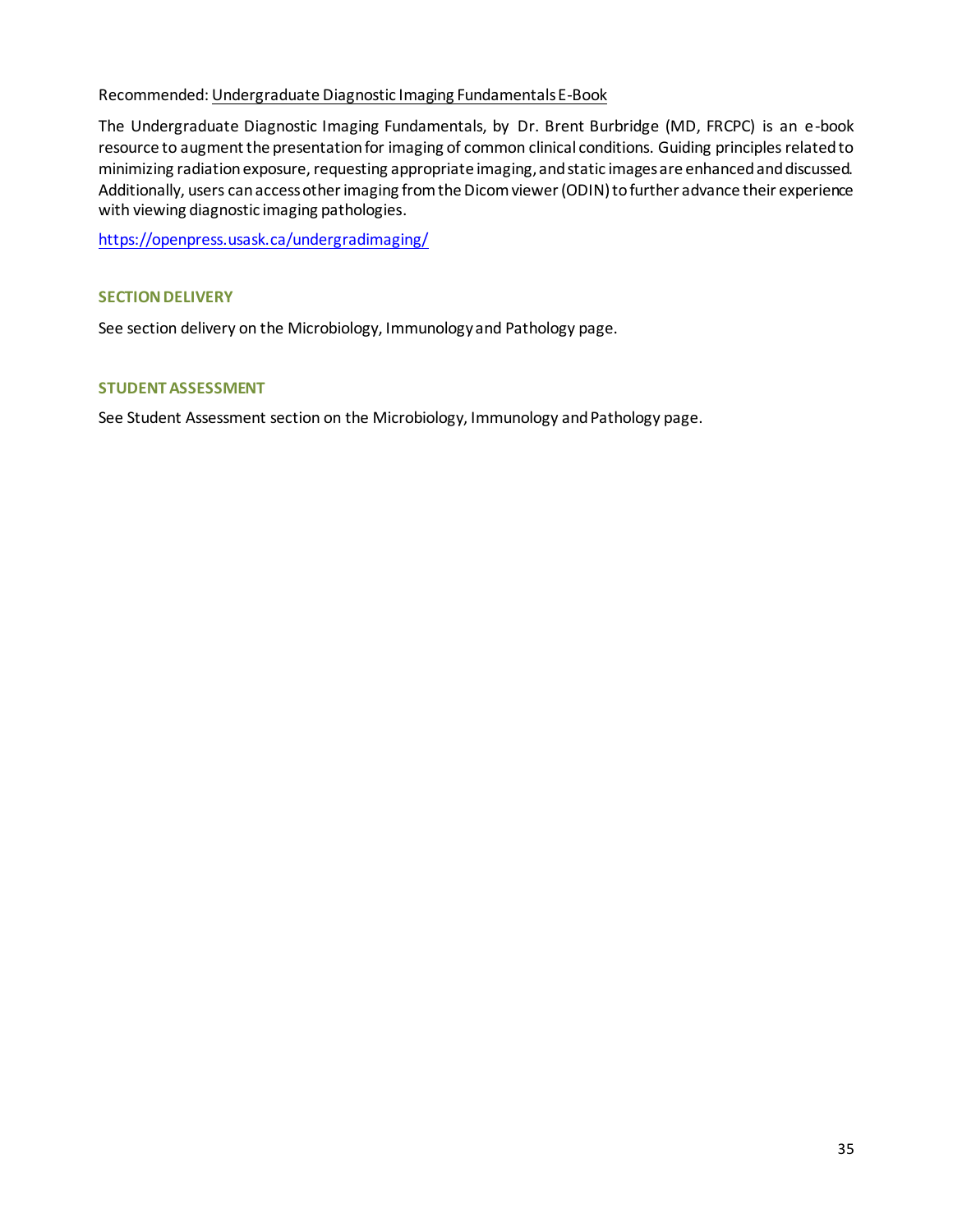Recommended: Undergraduate Diagnostic Imaging Fundamentals E-Book

The Undergraduate Diagnostic Imaging Fundamentals, by Dr. Brent Burbridge (MD, FRCPC) is an e-book resource to augment the presentation for imaging of common clinical conditions. Guiding principles related to minimizing radiation exposure, requesting appropriate imaging, and static images are enhanced and discussed. Additionally, users can access other imaging from the Dicom viewer (ODIN) to further advance their experience with viewing diagnostic imaging pathologies.

https://openpress.usask.ca/undergradimaging/

### SECTION DELIVERY

See section delivery on the Microbiology, Immunology and Pathology page.

### STUDENT ASSESSMENT

See Student Assessment section on the Microbiology, Immunology and Pathology page.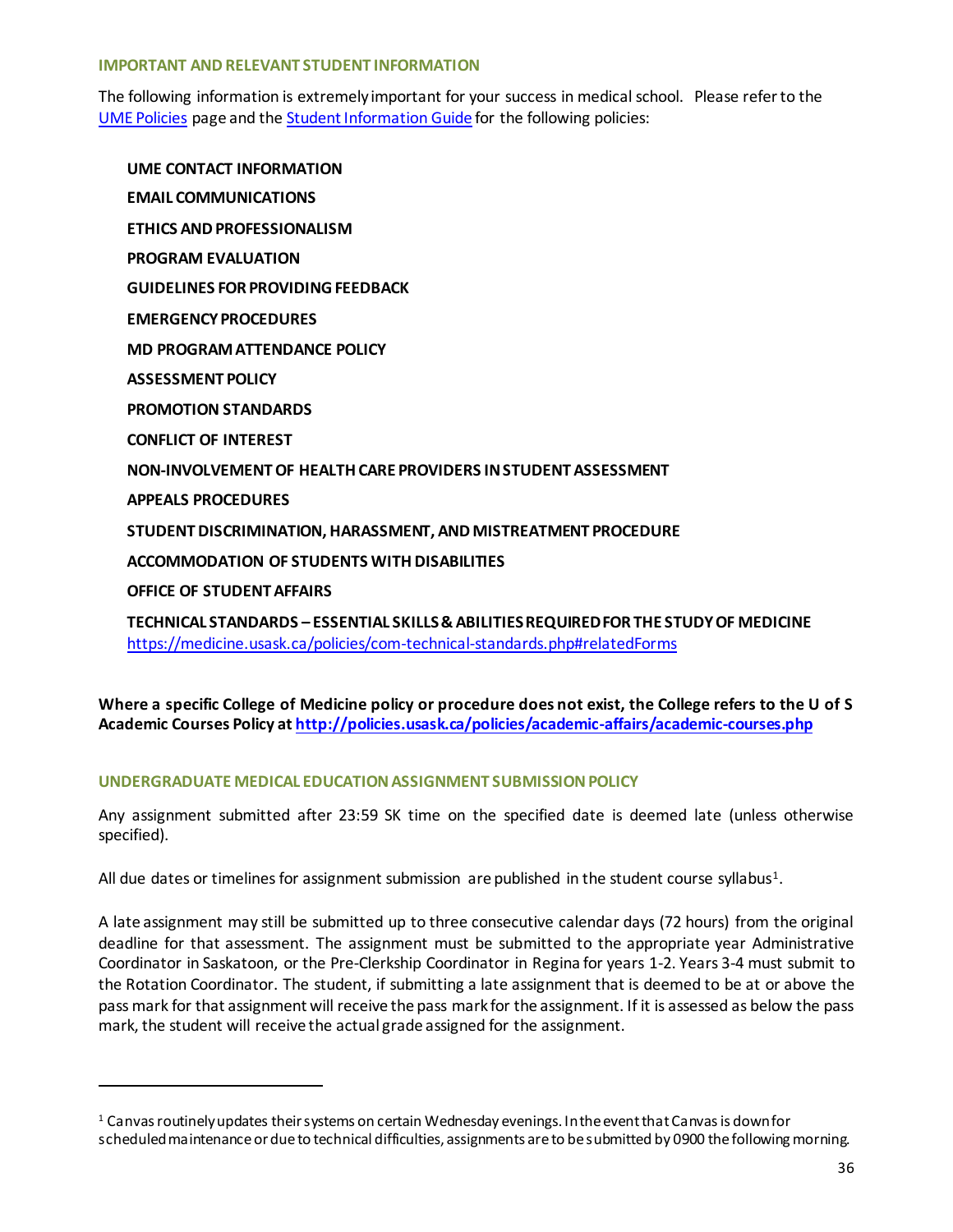## IMPORTANT AND RELEVANT STUDENT INFORMATION

The following information is extremely important for your success in medical school. Please refer to the [UME Policies](UME Policies) page and the [Student Information Guide](Student Information Guide) for the following policies:

**UME CONTACT INFORMATION**

**EMAIL COMMUNICATIONS**

**ETHICS AND PROFESSIONALISM**

**PROGRAM EVALUATION**

**GUIDELINES FOR PROVIDING FEEDBACK**

**EMERGENCY PROCEDURES**

**MD PROGRAM ATTENDANCE POLICY**

**ASSESSMENT POLICY**

**PROMOTION STANDARDS**

**CONFLICT OF INTEREST**

**NON-INVOLVEMENT OF HEALTH CARE PROVIDERS IN STUDENT ASSESSMENT**

**APPEALS PROCEDURES**

**STUDENT DISCRIMINATION, HARASSMENT, AND MISTREATMENT PROCEDURE**

**ACCOMMODATION OF STUDENTS WITH DISABILITIES**

**OFFICE OF STUDENT AFFAIRS**

**TECHNICAL STANDARDS – ESSENTIAL SKILLS & ABILITIES REQUIRED FOR THE STUDY OF MEDICINE**
https://medicine.usask.ca/policies/com-technical-standards.php#relatedForms

**Where a specific College of Medicine policy or procedure does not exist, the College refers to the U of S Academic Courses Policy at http://policies.usask.ca/policies/academic-affairs/academic-courses.php**

## UNDERGRADUATE MEDICAL EDUCATION ASSIGNMENT SUBMISSION POLICY

Any assignment submitted after 23:59 SK time on the specified date is deemed late (unless otherwise specified).

All due dates or timelines for assignment submission are published in the student course syllabus[1].

A late assignment may still be submitted up to three consecutive calendar days (72 hours) from the original deadline for that assessment. The assignment must be submitted to the appropriate year Administrative Coordinator in Saskatoon, or the Pre-Clerkship Coordinator in Regina for years 1-2. Years 3-4 must submit to the Rotation Coordinator. The student, if submitting a late assignment that is deemed to be at or above the pass mark for that assignment will receive the pass mark for the assignment. If it is assessed as below the pass mark, the student will receive the actual grade assigned for the assignment.

---

[1] Canvas routinely updates their systems on certain Wednesday evenings. In the event that Canvas is down for scheduled maintenance or due to technical difficulties, assignments are to be submitted by 0900 the following morning.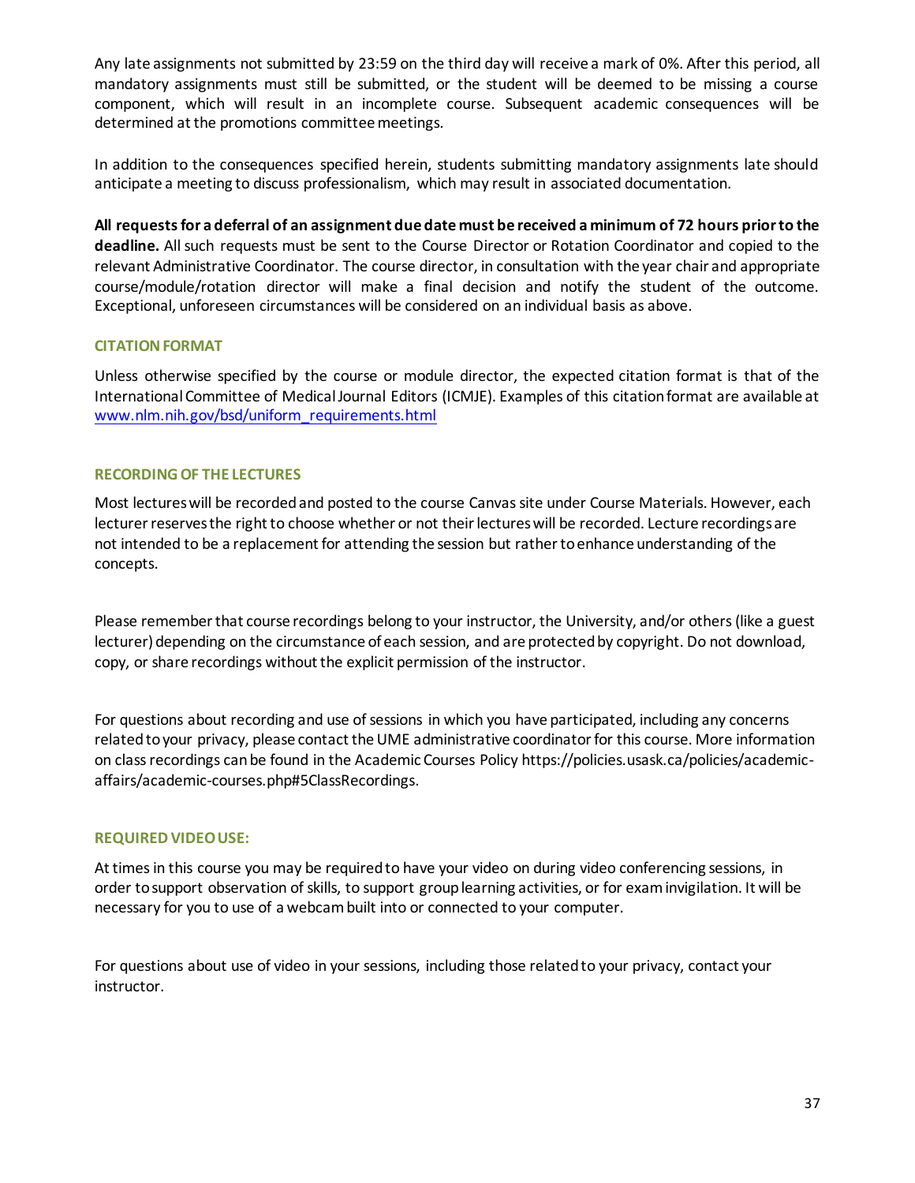Any late assignments not submitted by 23:59 on the third day will receive a mark of 0%. After this period, all mandatory assignments must still be submitted, or the student will be deemed to be missing a course component, which will result in an incomplete course. Subsequent academic consequences will be determined at the promotions committee meetings.

In addition to the consequences specified herein, students submitting mandatory assignments late should anticipate a meeting to discuss professionalism, which may result in associated documentation.

**All requests for a deferral of an assignment due date must be received a minimum of 72 hours prior to the deadline.** All such requests must be sent to the Course Director or Rotation Coordinator and copied to the relevant Administrative Coordinator. The course director, in consultation with the year chair and appropriate course/module/rotation director will make a final decision and notify the student of the outcome. Exceptional, unforeseen circumstances will be considered on an individual basis as above.

### CITATION FORMAT

Unless otherwise specified by the course or module director, the expected citation format is that of the International Committee of Medical Journal Editors (ICMJE). Examples of this citation format are available at www.nlm.nih.gov/bsd/uniform_requirements.html

### RECORDING OF THE LECTURES

Most lectures will be recorded and posted to the course Canvas site under Course Materials. However, each lecturer reserves the right to choose whether or not their lectures will be recorded. Lecture recordings are not intended to be a replacement for attending the session but rather to enhance understanding of the concepts.

Please remember that course recordings belong to your instructor, the University, and/or others (like a guest lecturer) depending on the circumstance of each session, and are protected by copyright. Do not download, copy, or share recordings without the explicit permission of the instructor.

For questions about recording and use of sessions in which you have participated, including any concerns related to your privacy, please contact the UME administrative coordinator for this course. More information on class recordings can be found in the Academic Courses Policy https://policies.usask.ca/policies/academic-affairs/academic-courses.php#5ClassRecordings.

### REQUIRED VIDEO USE:

At times in this course you may be required to have your video on during video conferencing sessions, in order to support observation of skills, to support group learning activities, or for exam invigilation. It will be necessary for you to use of a webcam built into or connected to your computer.

For questions about use of video in your sessions, including those related to your privacy, contact your instructor.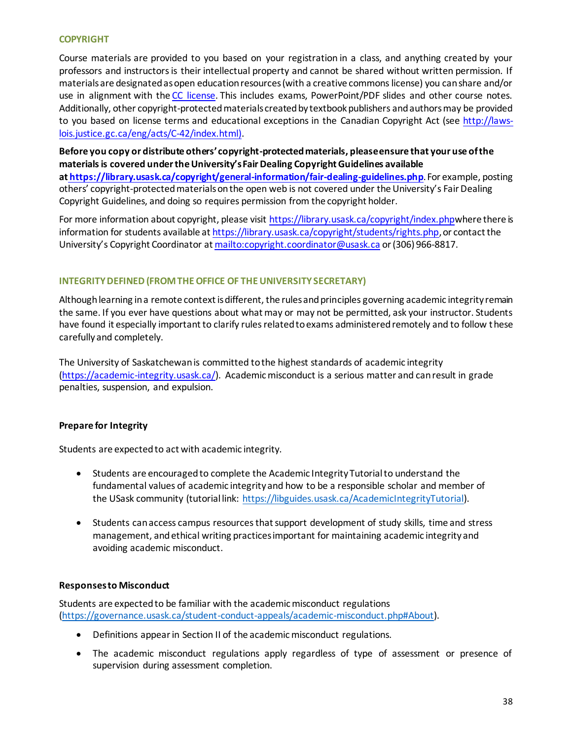## COPYRIGHT

Course materials are provided to you based on your registration in a class, and anything created by your professors and instructors is their intellectual property and cannot be shared without written permission. If materials are designated as open education resources (with a creative commons license) you can share and/or use in alignment with the CC license. This includes exams, PowerPoint/PDF slides and other course notes. Additionally, other copyright-protected materials created by textbook publishers and authors may be provided to you based on license terms and educational exceptions in the Canadian Copyright Act (see http://laws-lois.justice.gc.ca/eng/acts/C-42/index.html).

**Before you copy or distribute others' copyright-protected materials, please ensure that your use of the materials is covered under the University's Fair Dealing Copyright Guidelines available at https://library.usask.ca/copyright/general-information/fair-dealing-guidelines.php**. For example, posting others' copyright-protected materials on the open web is not covered under the University's Fair Dealing Copyright Guidelines, and doing so requires permission from the copyright holder.

For more information about copyright, please visit https://library.usask.ca/copyright/index.phpwhere there is information for students available at https://library.usask.ca/copyright/students/rights.php, or contact the University's Copyright Coordinator at mailto:copyright.coordinator@usask.ca or (306) 966-8817.

## INTEGRITY DEFINED (FROM THE OFFICE OF THE UNIVERSITY SECRETARY)

Although learning in a remote context is different, the rules and principles governing academic integrity remain the same. If you ever have questions about what may or may not be permitted, ask your instructor. Students have found it especially important to clarify rules related to exams administered remotely and to follow these carefully and completely.

The University of Saskatchewan is committed to the highest standards of academic integrity (https://academic-integrity.usask.ca/). Academic misconduct is a serious matter and can result in grade penalties, suspension, and expulsion.

### Prepare for Integrity

Students are expected to act with academic integrity.

- Students are encouraged to complete the Academic Integrity Tutorial to understand the fundamental values of academic integrity and how to be a responsible scholar and member of the USask community (tutorial link: https://libguides.usask.ca/AcademicIntegrityTutorial).
- Students can access campus resources that support development of study skills, time and stress management, and ethical writing practices important for maintaining academic integrity and avoiding academic misconduct.

### Responses to Misconduct

Students are expected to be familiar with the academic misconduct regulations (https://governance.usask.ca/student-conduct-appeals/academic-misconduct.php#About).

- Definitions appear in Section II of the academic misconduct regulations.
- The academic misconduct regulations apply regardless of type of assessment or presence of supervision during assessment completion.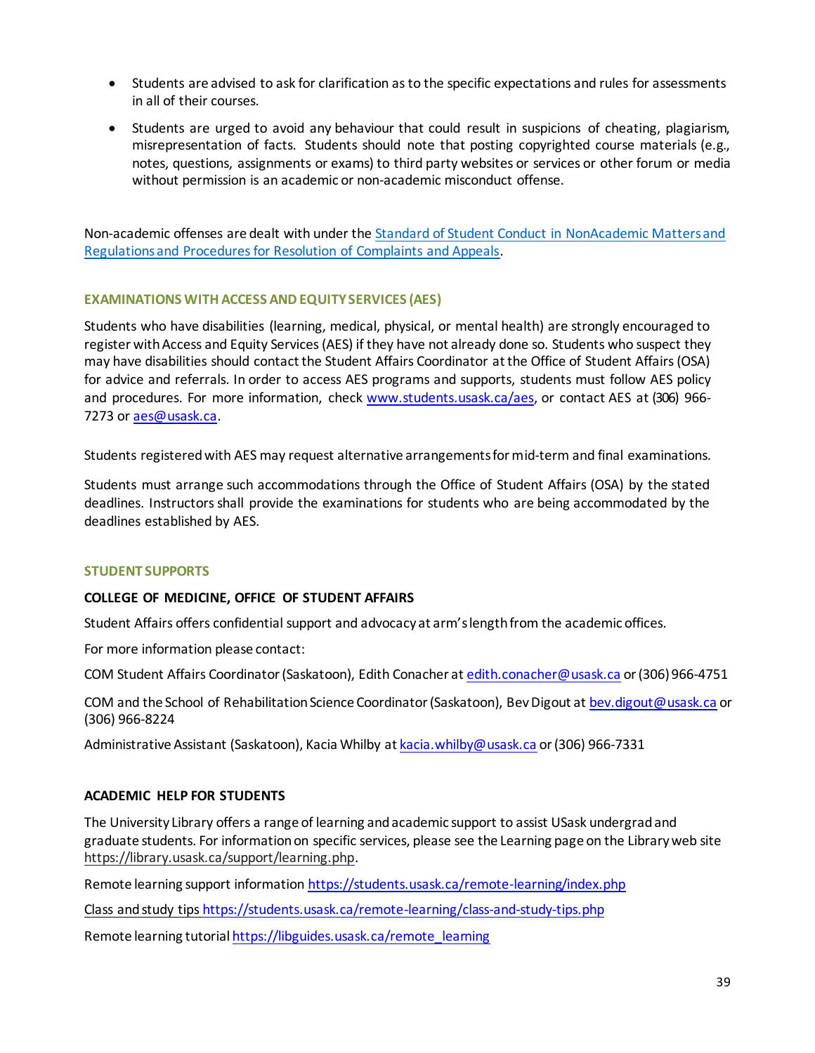- Students are advised to ask for clarification as to the specific expectations and rules for assessments in all of their courses.
- Students are urged to avoid any behaviour that could result in suspicions of cheating, plagiarism, misrepresentation of facts. Students should note that posting copyrighted course materials (e.g., notes, questions, assignments or exams) to third party websites or services or other forum or media without permission is an academic or non-academic misconduct offense.

Non-academic offenses are dealt with under the [Standard of Student Conduct in NonAcademic Matters and Regulations and Procedures for Resolution of Complaints and Appeals](#).

### EXAMINATIONS WITH ACCESS AND EQUITY SERVICES (AES)

Students who have disabilities (learning, medical, physical, or mental health) are strongly encouraged to register with Access and Equity Services (AES) if they have not already done so. Students who suspect they may have disabilities should contact the Student Affairs Coordinator at the Office of Student Affairs (OSA) for advice and referrals. In order to access AES programs and supports, students must follow AES policy and procedures. For more information, check www.students.usask.ca/aes, or contact AES at (306) 966-7273 or aes@usask.ca.

Students registered with AES may request alternative arrangements for mid-term and final examinations.

Students must arrange such accommodations through the Office of Student Affairs (OSA) by the stated deadlines. Instructors shall provide the examinations for students who are being accommodated by the deadlines established by AES.

### STUDENT SUPPORTS

**COLLEGE OF MEDICINE, OFFICE OF STUDENT AFFAIRS**

Student Affairs offers confidential support and advocacy at arm's length from the academic offices.

For more information please contact:

COM Student Affairs Coordinator (Saskatoon), Edith Conacher at edith.conacher@usask.ca or (306) 966-4751

COM and the School of Rehabilitation Science Coordinator (Saskatoon), Bev Digout at bev.digout@usask.ca or (306) 966-8224

Administrative Assistant (Saskatoon), Kacia Whilby at kacia.whilby@usask.ca or (306) 966-7331

**ACADEMIC HELP FOR STUDENTS**

The University Library offers a range of learning and academic support to assist USask undergrad and graduate students. For information on specific services, please see the Learning page on the Library web site https://library.usask.ca/support/learning.php.

Remote learning support information https://students.usask.ca/remote-learning/index.php

Class and study tips https://students.usask.ca/remote-learning/class-and-study-tips.php

Remote learning tutorial https://libguides.usask.ca/remote_learning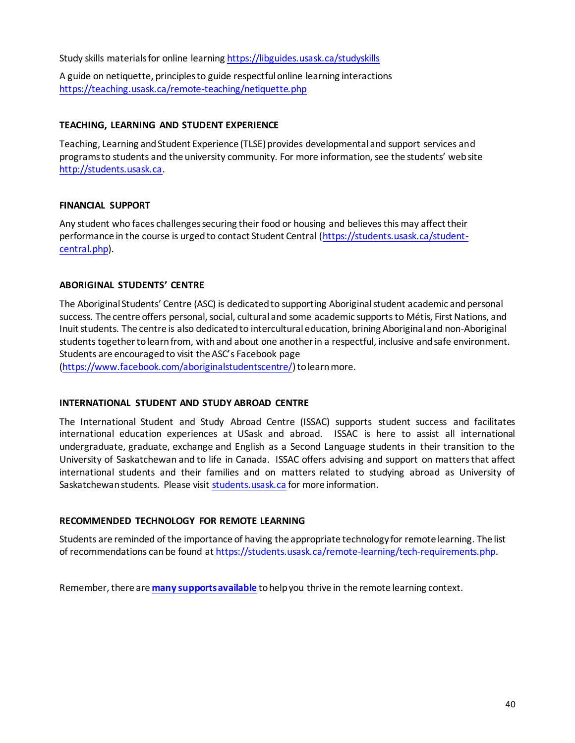Study skills materials for online learning https://libguides.usask.ca/studyskills

A guide on netiquette, principles to guide respectful online learning interactions https://teaching.usask.ca/remote-teaching/netiquette.php

**TEACHING, LEARNING AND STUDENT EXPERIENCE**

Teaching, Learning and Student Experience (TLSE) provides developmental and support services and programs to students and the university community. For more information, see the students' web site http://students.usask.ca.

**FINANCIAL SUPPORT**

Any student who faces challenges securing their food or housing and believes this may affect their performance in the course is urged to contact Student Central (https://students.usask.ca/student-central.php).

**ABORIGINAL STUDENTS' CENTRE**

The Aboriginal Students' Centre (ASC) is dedicated to supporting Aboriginal student academic and personal success. The centre offers personal, social, cultural and some academic supports to Métis, First Nations, and Inuit students. The centre is also dedicated to intercultural education, brining Aboriginal and non-Aboriginal students together to learn from, with and about one another in a respectful, inclusive and safe environment. Students are encouraged to visit the ASC's Facebook page (https://www.facebook.com/aboriginalstudentscentre/) to learn more.

**INTERNATIONAL STUDENT AND STUDY ABROAD CENTRE**

The International Student and Study Abroad Centre (ISSAC) supports student success and facilitates international education experiences at USask and abroad. ISSAC is here to assist all international undergraduate, graduate, exchange and English as a Second Language students in their transition to the University of Saskatchewan and to life in Canada. ISSAC offers advising and support on matters that affect international students and their families and on matters related to studying abroad as University of Saskatchewan students. Please visit students.usask.ca for more information.

**RECOMMENDED TECHNOLOGY FOR REMOTE LEARNING**

Students are reminded of the importance of having the appropriate technology for remote learning. The list of recommendations can be found at https://students.usask.ca/remote-learning/tech-requirements.php.

Remember, there are **many supports available** to help you thrive in the remote learning context.